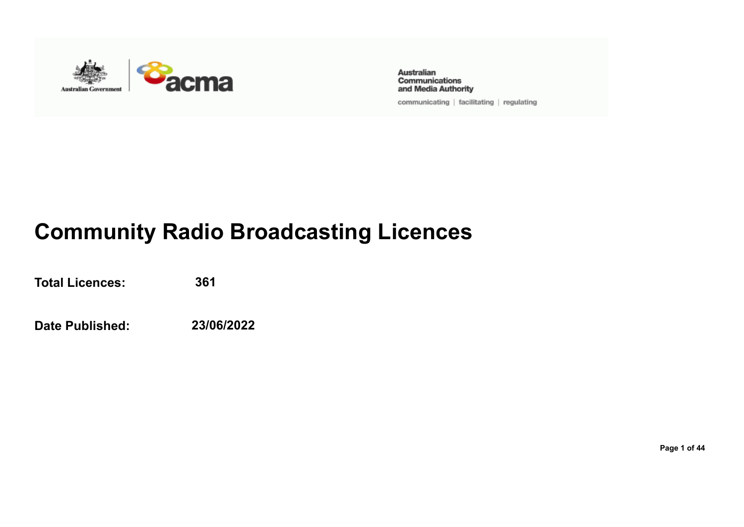Australian Communications and Media Authority

communicating | facilitating | regulating

# Community Radio Broadcasting Licences

**Total Licences:** **361**

**Date Published:** **23/06/2022**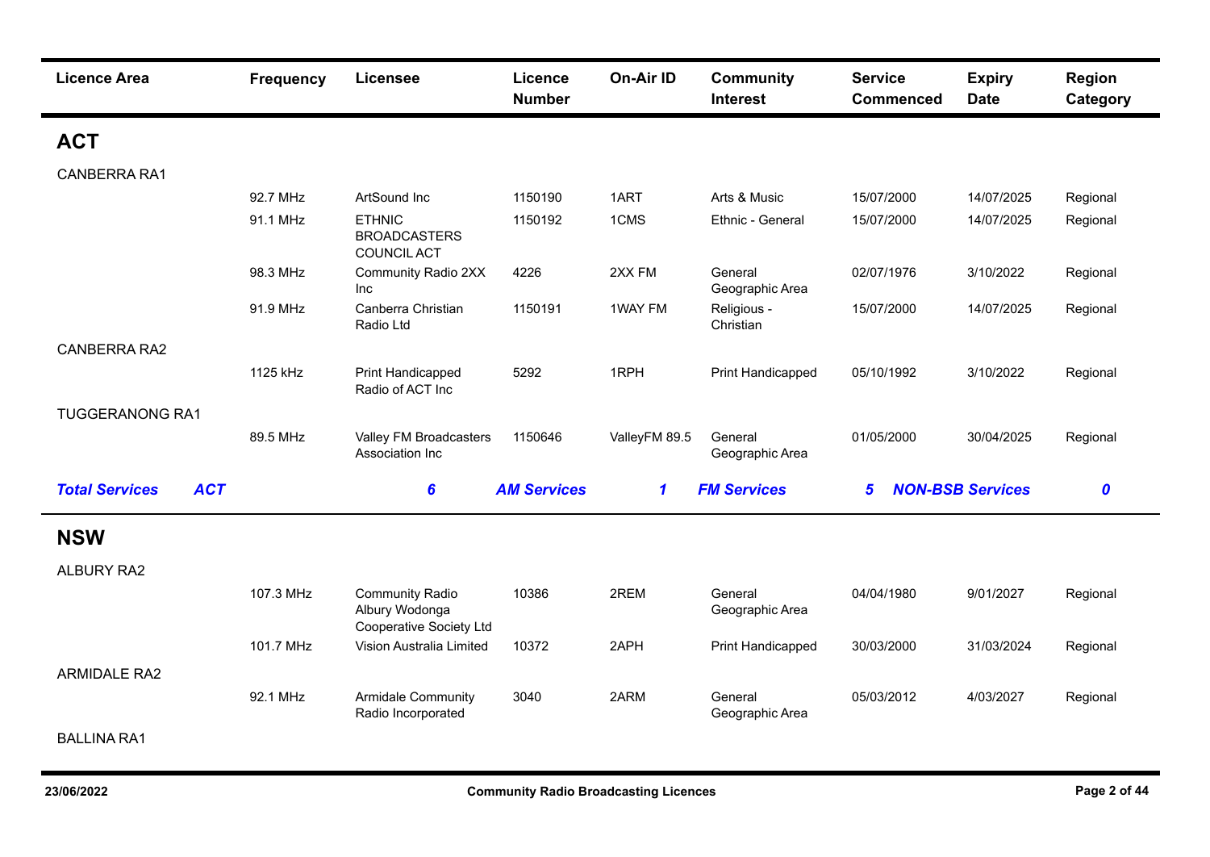| Licence Area | Frequency | Licensee | Licence Number | On-Air ID | Community Interest | Service Commenced | Expiry Date | Region Category |
|---|---|---|---|---|---|---|---|---|
| **ACT** | | | | | | | | |
| CANBERRA RA1 | | | | | | | | |
| | 92.7 MHz | ArtSound Inc | 1150190 | 1ART | Arts & Music | 15/07/2000 | 14/07/2025 | Regional |
| | 91.1 MHz | ETHNIC BROADCASTERS COUNCIL ACT | 1150192 | 1CMS | Ethnic - General | 15/07/2000 | 14/07/2025 | Regional |
| | 98.3 MHz | Community Radio 2XX Inc | 4226 | 2XX FM | General Geographic Area | 02/07/1976 | 3/10/2022 | Regional |
| | 91.9 MHz | Canberra Christian Radio Ltd | 1150191 | 1WAY FM | Religious - Christian | 15/07/2000 | 14/07/2025 | Regional |
| CANBERRA RA2 | | | | | | | | |
| | 1125 kHz | Print Handicapped Radio of ACT Inc | 5292 | 1RPH | Print Handicapped | 05/10/1992 | 3/10/2022 | Regional |
| TUGGERANONG RA1 | | | | | | | | |
| | 89.5 MHz | Valley FM Broadcasters Association Inc | 1150646 | ValleyFM 89.5 | General Geographic Area | 01/05/2000 | 30/04/2025 | Regional |
| ***Total Services ACT*** | | ***6*** | ***AM Services*** | ***1*** | ***FM Services*** | ***5*** | ***NON-BSB Services*** | ***0*** |
| **NSW** | | | | | | | | |
| ALBURY RA2 | | | | | | | | |
| | 107.3 MHz | Community Radio Albury Wodonga Cooperative Society Ltd | 10386 | 2REM | General Geographic Area | 04/04/1980 | 9/01/2027 | Regional |
| | 101.7 MHz | Vision Australia Limited | 10372 | 2APH | Print Handicapped | 30/03/2000 | 31/03/2024 | Regional |
| ARMIDALE RA2 | | | | | | | | |
| | 92.1 MHz | Armidale Community Radio Incorporated | 3040 | 2ARM | General Geographic Area | 05/03/2012 | 4/03/2027 | Regional |
| BALLINA RA1 | | | | | | | | |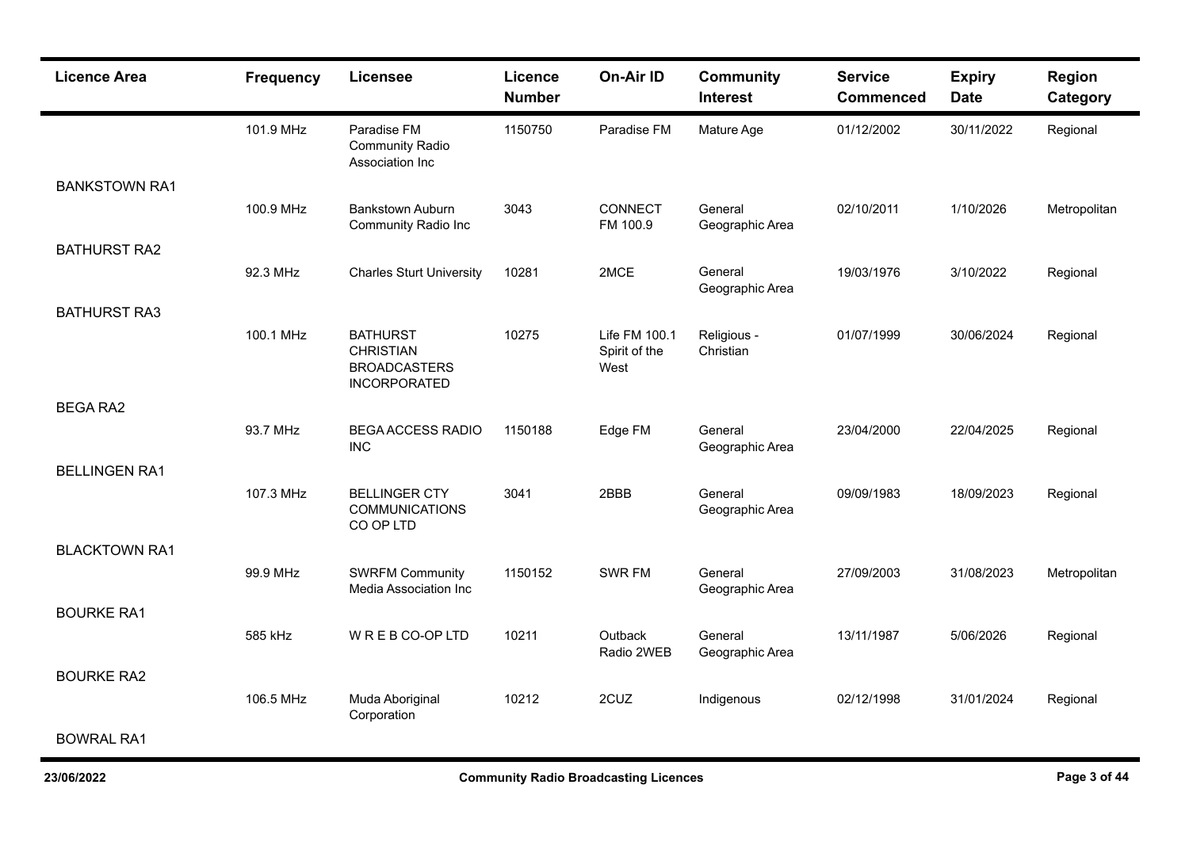| Licence Area | Frequency | Licensee | Licence Number | On-Air ID | Community Interest | Service Commenced | Expiry Date | Region Category |
|---|---|---|---|---|---|---|---|---|
| | 101.9 MHz | Paradise FM Community Radio Association Inc | 1150750 | Paradise FM | Mature Age | 01/12/2002 | 30/11/2022 | Regional |
| BANKSTOWN RA1 | | | | | | | | |
| | 100.9 MHz | Bankstown Auburn Community Radio Inc | 3043 | CONNECT FM 100.9 | General Geographic Area | 02/10/2011 | 1/10/2026 | Metropolitan |
| BATHURST RA2 | | | | | | | | |
| | 92.3 MHz | Charles Sturt University | 10281 | 2MCE | General Geographic Area | 19/03/1976 | 3/10/2022 | Regional |
| BATHURST RA3 | | | | | | | | |
| | 100.1 MHz | BATHURST CHRISTIAN BROADCASTERS INCORPORATED | 10275 | Life FM 100.1 Spirit of the West | Religious - Christian | 01/07/1999 | 30/06/2024 | Regional |
| BEGA RA2 | | | | | | | | |
| | 93.7 MHz | BEGA ACCESS RADIO INC | 1150188 | Edge FM | General Geographic Area | 23/04/2000 | 22/04/2025 | Regional |
| BELLINGEN RA1 | | | | | | | | |
| | 107.3 MHz | BELLINGER CTY COMMUNICATIONS CO OP LTD | 3041 | 2BBB | General Geographic Area | 09/09/1983 | 18/09/2023 | Regional |
| BLACKTOWN RA1 | | | | | | | | |
| | 99.9 MHz | SWRFM Community Media Association Inc | 1150152 | SWR FM | General Geographic Area | 27/09/2003 | 31/08/2023 | Metropolitan |
| BOURKE RA1 | | | | | | | | |
| | 585 kHz | W R E B CO-OP LTD | 10211 | Outback Radio 2WEB | General Geographic Area | 13/11/1987 | 5/06/2026 | Regional |
| BOURKE RA2 | | | | | | | | |
| | 106.5 MHz | Muda Aboriginal Corporation | 10212 | 2CUZ | Indigenous | 02/12/1998 | 31/01/2024 | Regional |
| BOWRAL RA1 | | | | | | | | |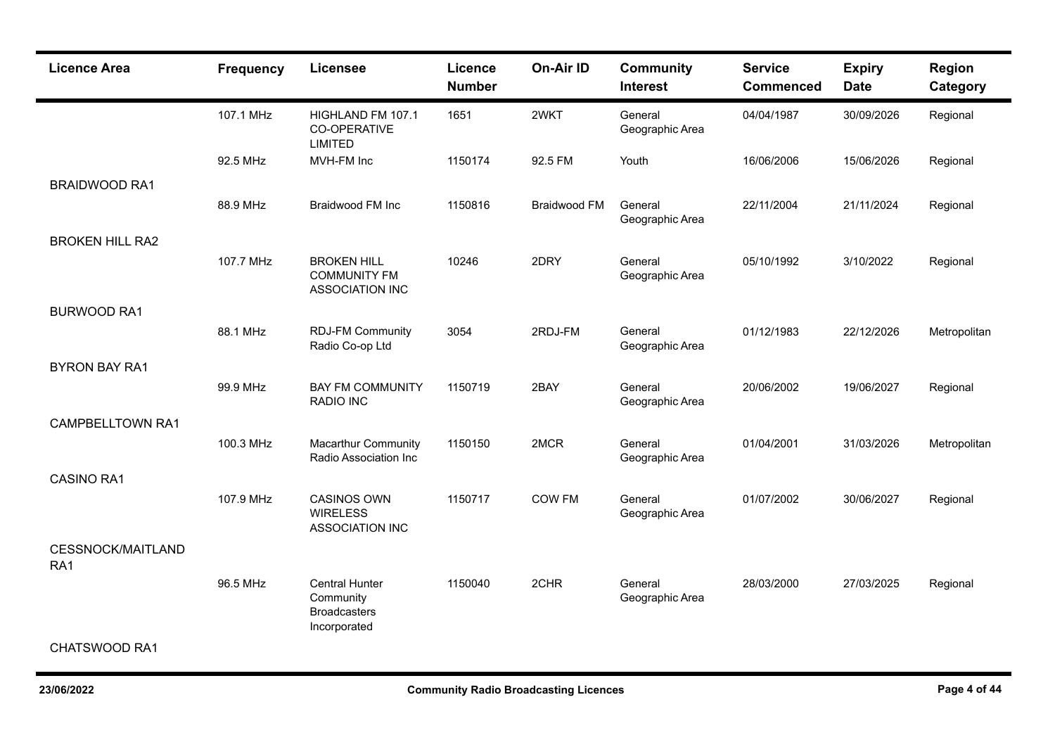| Licence Area | Frequency | Licensee | Licence Number | On-Air ID | Community Interest | Service Commenced | Expiry Date | Region Category |
|---|---|---|---|---|---|---|---|---|
| | 107.1 MHz | HIGHLAND FM 107.1 CO-OPERATIVE LIMITED | 1651 | 2WKT | General Geographic Area | 04/04/1987 | 30/09/2026 | Regional |
| | 92.5 MHz | MVH-FM Inc | 1150174 | 92.5 FM | Youth | 16/06/2006 | 15/06/2026 | Regional |
| BRAIDWOOD RA1 | | | | | | | | |
| | 88.9 MHz | Braidwood FM Inc | 1150816 | Braidwood FM | General Geographic Area | 22/11/2004 | 21/11/2024 | Regional |
| BROKEN HILL RA2 | | | | | | | | |
| | 107.7 MHz | BROKEN HILL COMMUNITY FM ASSOCIATION INC | 10246 | 2DRY | General Geographic Area | 05/10/1992 | 3/10/2022 | Regional |
| BURWOOD RA1 | | | | | | | | |
| | 88.1 MHz | RDJ-FM Community Radio Co-op Ltd | 3054 | 2RDJ-FM | General Geographic Area | 01/12/1983 | 22/12/2026 | Metropolitan |
| BYRON BAY RA1 | | | | | | | | |
| | 99.9 MHz | BAY FM COMMUNITY RADIO INC | 1150719 | 2BAY | General Geographic Area | 20/06/2002 | 19/06/2027 | Regional |
| CAMPBELLTOWN RA1 | | | | | | | | |
| | 100.3 MHz | Macarthur Community Radio Association Inc | 1150150 | 2MCR | General Geographic Area | 01/04/2001 | 31/03/2026 | Metropolitan |
| CASINO RA1 | | | | | | | | |
| | 107.9 MHz | CASINOS OWN WIRELESS ASSOCIATION INC | 1150717 | COW FM | General Geographic Area | 01/07/2002 | 30/06/2027 | Regional |
| CESSNOCK/MAITLAND RA1 | | | | | | | | |
| | 96.5 MHz | Central Hunter Community Broadcasters Incorporated | 1150040 | 2CHR | General Geographic Area | 28/03/2000 | 27/03/2025 | Regional |
| CHATSWOOD RA1 | | | | | | | | |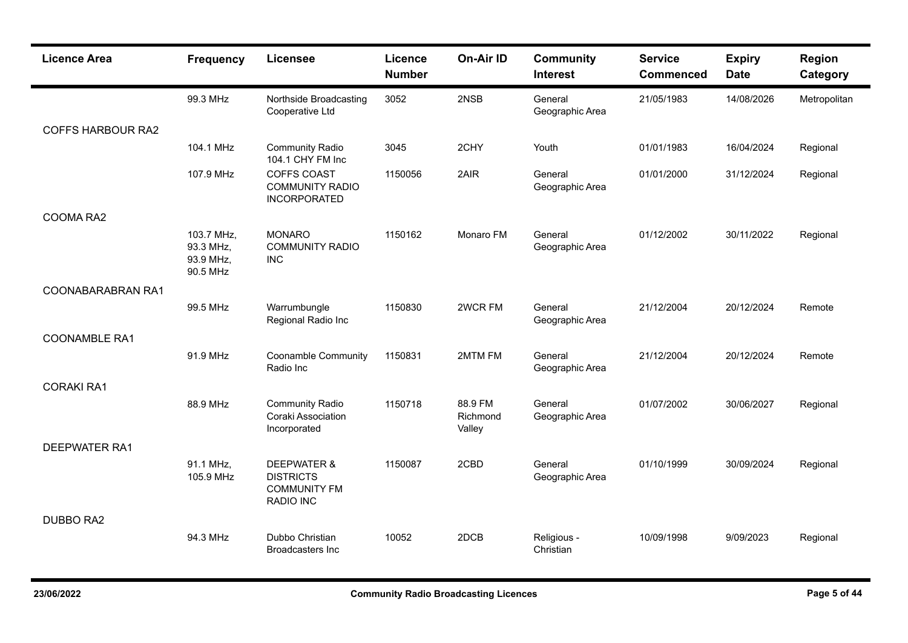| Licence Area | Frequency | Licensee | Licence Number | On-Air ID | Community Interest | Service Commenced | Expiry Date | Region Category |
|---|---|---|---|---|---|---|---|---|
| | 99.3 MHz | Northside Broadcasting Cooperative Ltd | 3052 | 2NSB | General Geographic Area | 21/05/1983 | 14/08/2026 | Metropolitan |
| COFFS HARBOUR RA2 | | | | | | | | |
| | 104.1 MHz | Community Radio 104.1 CHY FM Inc | 3045 | 2CHY | Youth | 01/01/1983 | 16/04/2024 | Regional |
| | 107.9 MHz | COFFS COAST COMMUNITY RADIO INCORPORATED | 1150056 | 2AIR | General Geographic Area | 01/01/2000 | 31/12/2024 | Regional |
| COOMA RA2 | | | | | | | | |
| | 103.7 MHz, 93.3 MHz, 93.9 MHz, 90.5 MHz | MONARO COMMUNITY RADIO INC | 1150162 | Monaro FM | General Geographic Area | 01/12/2002 | 30/11/2022 | Regional |
| COONABARABRAN RA1 | | | | | | | | |
| | 99.5 MHz | Warrumbungle Regional Radio Inc | 1150830 | 2WCR FM | General Geographic Area | 21/12/2004 | 20/12/2024 | Remote |
| COONAMBLE RA1 | | | | | | | | |
| | 91.9 MHz | Coonamble Community Radio Inc | 1150831 | 2MTM FM | General Geographic Area | 21/12/2004 | 20/12/2024 | Remote |
| CORAKI RA1 | | | | | | | | |
| | 88.9 MHz | Community Radio Coraki Association Incorporated | 1150718 | 88.9 FM Richmond Valley | General Geographic Area | 01/07/2002 | 30/06/2027 | Regional |
| DEEPWATER RA1 | | | | | | | | |
| | 91.1 MHz, 105.9 MHz | DEEPWATER & DISTRICTS COMMUNITY FM RADIO INC | 1150087 | 2CBD | General Geographic Area | 01/10/1999 | 30/09/2024 | Regional |
| DUBBO RA2 | | | | | | | | |
| | 94.3 MHz | Dubbo Christian Broadcasters Inc | 10052 | 2DCB | Religious - Christian | 10/09/1998 | 9/09/2023 | Regional |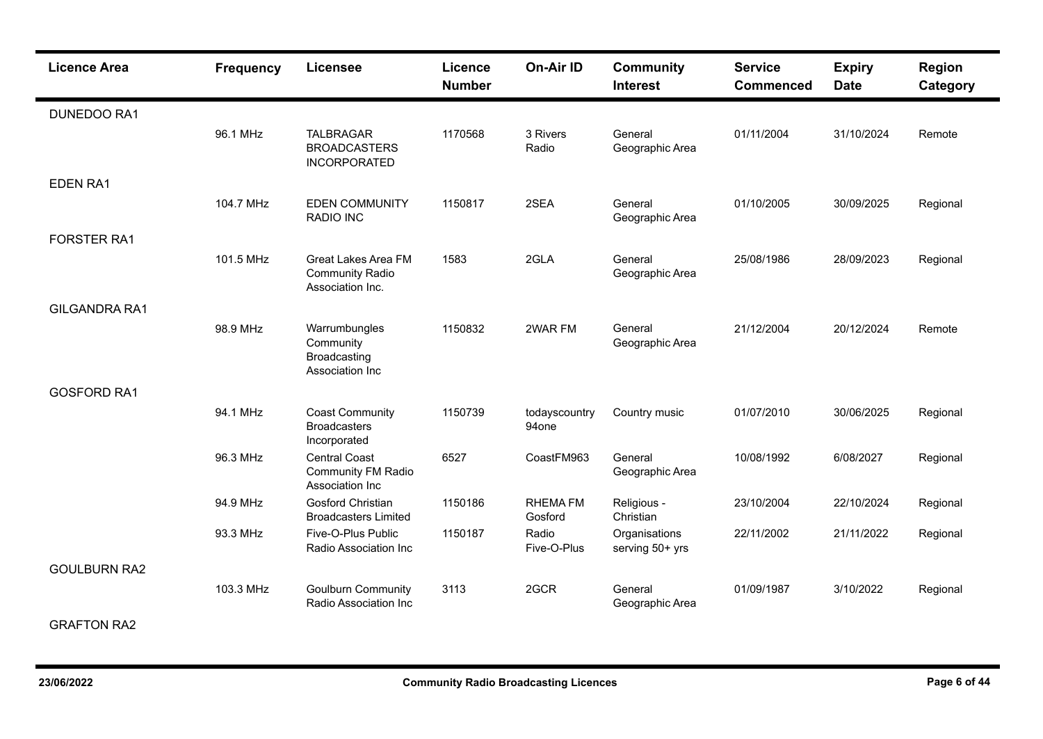| Licence Area | Frequency | Licensee | Licence Number | On-Air ID | Community Interest | Service Commenced | Expiry Date | Region Category |
|---|---|---|---|---|---|---|---|---|
| DUNEDOO RA1 | | | | | | | | |
| | 96.1 MHz | TALBRAGAR BROADCASTERS INCORPORATED | 1170568 | 3 Rivers Radio | General Geographic Area | 01/11/2004 | 31/10/2024 | Remote |
| EDEN RA1 | | | | | | | | |
| | 104.7 MHz | EDEN COMMUNITY RADIO INC | 1150817 | 2SEA | General Geographic Area | 01/10/2005 | 30/09/2025 | Regional |
| FORSTER RA1 | | | | | | | | |
| | 101.5 MHz | Great Lakes Area FM Community Radio Association Inc. | 1583 | 2GLA | General Geographic Area | 25/08/1986 | 28/09/2023 | Regional |
| GILGANDRA RA1 | | | | | | | | |
| | 98.9 MHz | Warrumbungles Community Broadcasting Association Inc | 1150832 | 2WAR FM | General Geographic Area | 21/12/2004 | 20/12/2024 | Remote |
| GOSFORD RA1 | | | | | | | | |
| | 94.1 MHz | Coast Community Broadcasters Incorporated | 1150739 | todayscountry 94one | Country music | 01/07/2010 | 30/06/2025 | Regional |
| | 96.3 MHz | Central Coast Community FM Radio Association Inc | 6527 | CoastFM963 | General Geographic Area | 10/08/1992 | 6/08/2027 | Regional |
| | 94.9 MHz | Gosford Christian Broadcasters Limited | 1150186 | RHEMA FM Gosford | Religious - Christian | 23/10/2004 | 22/10/2024 | Regional |
| | 93.3 MHz | Five-O-Plus Public Radio Association Inc | 1150187 | Radio Five-O-Plus | Organisations serving 50+ yrs | 22/11/2002 | 21/11/2022 | Regional |
| GOULBURN RA2 | | | | | | | | |
| | 103.3 MHz | Goulburn Community Radio Association Inc | 3113 | 2GCR | General Geographic Area | 01/09/1987 | 3/10/2022 | Regional |
| GRAFTON RA2 | | | | | | | | |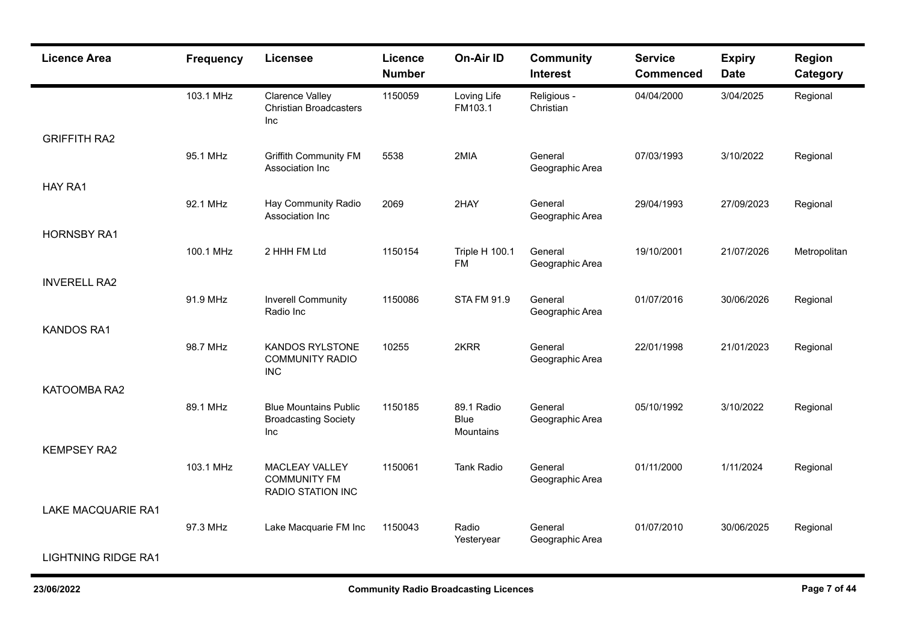| Licence Area | Frequency | Licensee | Licence Number | On-Air ID | Community Interest | Service Commenced | Expiry Date | Region Category |
|---|---|---|---|---|---|---|---|---|
| | 103.1 MHz | Clarence Valley Christian Broadcasters Inc | 1150059 | Loving Life FM103.1 | Religious - Christian | 04/04/2000 | 3/04/2025 | Regional |
| GRIFFITH RA2 | | | | | | | | |
| | 95.1 MHz | Griffith Community FM Association Inc | 5538 | 2MIA | General Geographic Area | 07/03/1993 | 3/10/2022 | Regional |
| HAY RA1 | | | | | | | | |
| | 92.1 MHz | Hay Community Radio Association Inc | 2069 | 2HAY | General Geographic Area | 29/04/1993 | 27/09/2023 | Regional |
| HORNSBY RA1 | | | | | | | | |
| | 100.1 MHz | 2 HHH FM Ltd | 1150154 | Triple H 100.1 FM | General Geographic Area | 19/10/2001 | 21/07/2026 | Metropolitan |
| INVERELL RA2 | | | | | | | | |
| | 91.9 MHz | Inverell Community Radio Inc | 1150086 | STA FM 91.9 | General Geographic Area | 01/07/2016 | 30/06/2026 | Regional |
| KANDOS RA1 | | | | | | | | |
| | 98.7 MHz | KANDOS RYLSTONE COMMUNITY RADIO INC | 10255 | 2KRR | General Geographic Area | 22/01/1998 | 21/01/2023 | Regional |
| KATOOMBA RA2 | | | | | | | | |
| | 89.1 MHz | Blue Mountains Public Broadcasting Society Inc | 1150185 | 89.1 Radio Blue Mountains | General Geographic Area | 05/10/1992 | 3/10/2022 | Regional |
| KEMPSEY RA2 | | | | | | | | |
| | 103.1 MHz | MACLEAY VALLEY COMMUNITY FM RADIO STATION INC | 1150061 | Tank Radio | General Geographic Area | 01/11/2000 | 1/11/2024 | Regional |
| LAKE MACQUARIE RA1 | | | | | | | | |
| | 97.3 MHz | Lake Macquarie FM Inc | 1150043 | Radio Yesteryear | General Geographic Area | 01/07/2010 | 30/06/2025 | Regional |
| LIGHTNING RIDGE RA1 | | | | | | | | |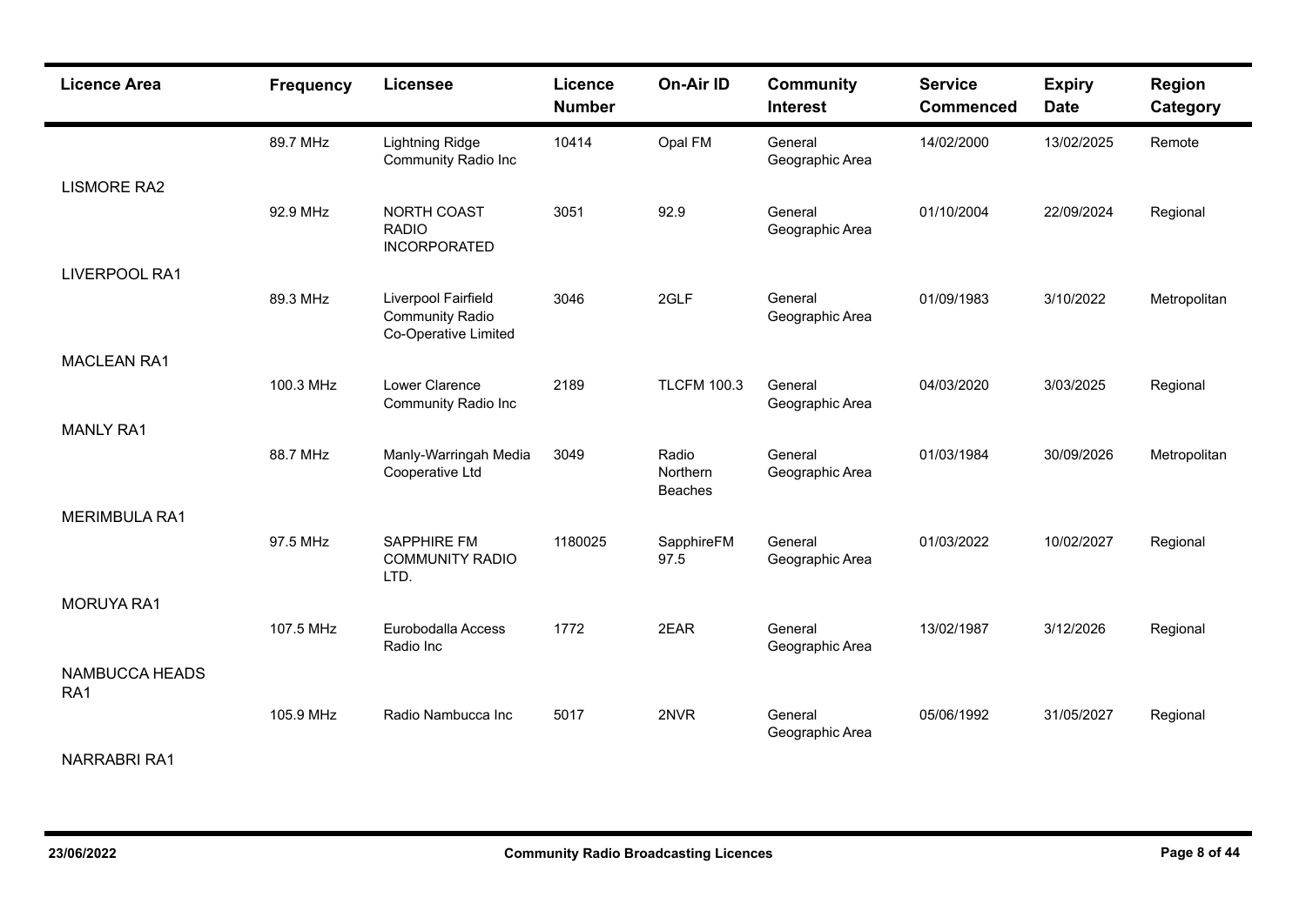| Licence Area | Frequency | Licensee | Licence Number | On-Air ID | Community Interest | Service Commenced | Expiry Date | Region Category |
|---|---|---|---|---|---|---|---|---|
| | 89.7 MHz | Lightning Ridge Community Radio Inc | 10414 | Opal FM | General Geographic Area | 14/02/2000 | 13/02/2025 | Remote |
| LISMORE RA2 | | | | | | | | |
| | 92.9 MHz | NORTH COAST RADIO INCORPORATED | 3051 | 92.9 | General Geographic Area | 01/10/2004 | 22/09/2024 | Regional |
| LIVERPOOL RA1 | | | | | | | | |
| | 89.3 MHz | Liverpool Fairfield Community Radio Co-Operative Limited | 3046 | 2GLF | General Geographic Area | 01/09/1983 | 3/10/2022 | Metropolitan |
| MACLEAN RA1 | | | | | | | | |
| | 100.3 MHz | Lower Clarence Community Radio Inc | 2189 | TLCFM 100.3 | General Geographic Area | 04/03/2020 | 3/03/2025 | Regional |
| MANLY RA1 | | | | | | | | |
| | 88.7 MHz | Manly-Warringah Media Cooperative Ltd | 3049 | Radio Northern Beaches | General Geographic Area | 01/03/1984 | 30/09/2026 | Metropolitan |
| MERIMBULA RA1 | | | | | | | | |
| | 97.5 MHz | SAPPHIRE FM COMMUNITY RADIO LTD. | 1180025 | SapphireFM 97.5 | General Geographic Area | 01/03/2022 | 10/02/2027 | Regional |
| MORUYA RA1 | | | | | | | | |
| | 107.5 MHz | Eurobodalla Access Radio Inc | 1772 | 2EAR | General Geographic Area | 13/02/1987 | 3/12/2026 | Regional |
| NAMBUCCA HEADS RA1 | | | | | | | | |
| | 105.9 MHz | Radio Nambucca Inc | 5017 | 2NVR | General Geographic Area | 05/06/1992 | 31/05/2027 | Regional |
| NARRABRI RA1 | | | | | | | | |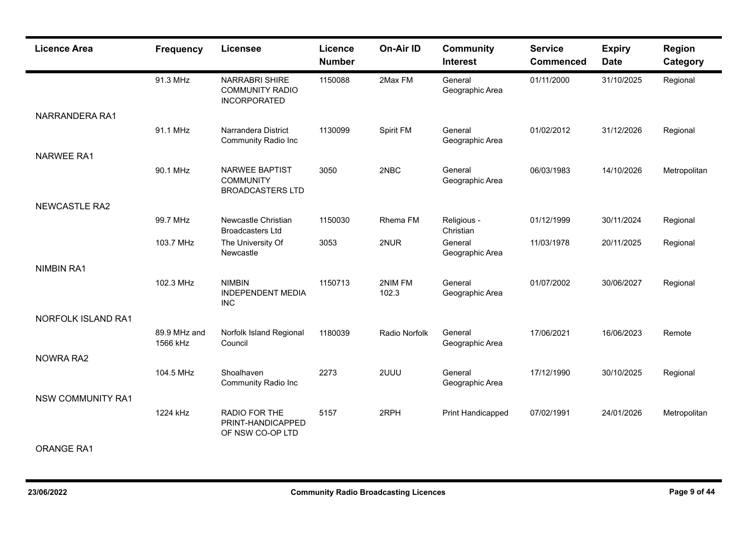| Licence Area | Frequency | Licensee | Licence Number | On-Air ID | Community Interest | Service Commenced | Expiry Date | Region Category |
| --- | --- | --- | --- | --- | --- | --- | --- | --- |
| | 91.3 MHz | NARRABRI SHIRE COMMUNITY RADIO INCORPORATED | 1150088 | 2Max FM | General Geographic Area | 01/11/2000 | 31/10/2025 | Regional |
| NARRANDERA RA1 | | | | | | | | |
| | 91.1 MHz | Narrandera District Community Radio Inc | 1130099 | Spirit FM | General Geographic Area | 01/02/2012 | 31/12/2026 | Regional |
| NARWEE RA1 | | | | | | | | |
| | 90.1 MHz | NARWEE BAPTIST COMMUNITY BROADCASTERS LTD | 3050 | 2NBC | General Geographic Area | 06/03/1983 | 14/10/2026 | Metropolitan |
| NEWCASTLE RA2 | | | | | | | | |
| | 99.7 MHz | Newcastle Christian Broadcasters Ltd | 1150030 | Rhema FM | Religious - Christian | 01/12/1999 | 30/11/2024 | Regional |
| | 103.7 MHz | The University Of Newcastle | 3053 | 2NUR | General Geographic Area | 11/03/1978 | 20/11/2025 | Regional |
| NIMBIN RA1 | | | | | | | | |
| | 102.3 MHz | NIMBIN INDEPENDENT MEDIA INC | 1150713 | 2NIM FM 102.3 | General Geographic Area | 01/07/2002 | 30/06/2027 | Regional |
| NORFOLK ISLAND RA1 | | | | | | | | |
| | 89.9 MHz and 1566 kHz | Norfolk Island Regional Council | 1180039 | Radio Norfolk | General Geographic Area | 17/06/2021 | 16/06/2023 | Remote |
| NOWRA RA2 | | | | | | | | |
| | 104.5 MHz | Shoalhaven Community Radio Inc | 2273 | 2UUU | General Geographic Area | 17/12/1990 | 30/10/2025 | Regional |
| NSW COMMUNITY RA1 | | | | | | | | |
| | 1224 kHz | RADIO FOR THE PRINT-HANDICAPPED OF NSW CO-OP LTD | 5157 | 2RPH | Print Handicapped | 07/02/1991 | 24/01/2026 | Metropolitan |
| ORANGE RA1 | | | | | | | | |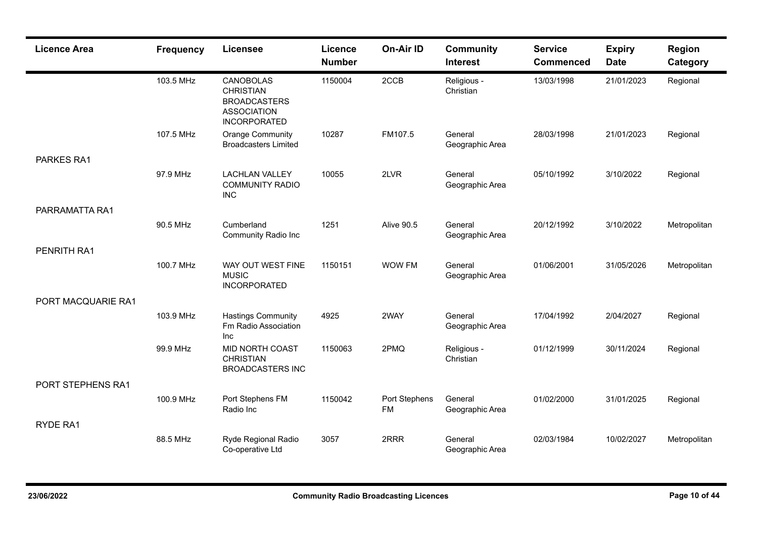| Licence Area | Frequency | Licensee | Licence Number | On-Air ID | Community Interest | Service Commenced | Expiry Date | Region Category |
|---|---|---|---|---|---|---|---|---|
| | 103.5 MHz | CANOBOLAS CHRISTIAN BROADCASTERS ASSOCIATION INCORPORATED | 1150004 | 2CCB | Religious - Christian | 13/03/1998 | 21/01/2023 | Regional |
| | 107.5 MHz | Orange Community Broadcasters Limited | 10287 | FM107.5 | General Geographic Area | 28/03/1998 | 21/01/2023 | Regional |
| PARKES RA1 | | | | | | | | |
| | 97.9 MHz | LACHLAN VALLEY COMMUNITY RADIO INC | 10055 | 2LVR | General Geographic Area | 05/10/1992 | 3/10/2022 | Regional |
| PARRAMATTA RA1 | | | | | | | | |
| | 90.5 MHz | Cumberland Community Radio Inc | 1251 | Alive 90.5 | General Geographic Area | 20/12/1992 | 3/10/2022 | Metropolitan |
| PENRITH RA1 | | | | | | | | |
| | 100.7 MHz | WAY OUT WEST FINE MUSIC INCORPORATED | 1150151 | WOW FM | General Geographic Area | 01/06/2001 | 31/05/2026 | Metropolitan |
| PORT MACQUARIE RA1 | | | | | | | | |
| | 103.9 MHz | Hastings Community Fm Radio Association Inc | 4925 | 2WAY | General Geographic Area | 17/04/1992 | 2/04/2027 | Regional |
| | 99.9 MHz | MID NORTH COAST CHRISTIAN BROADCASTERS INC | 1150063 | 2PMQ | Religious - Christian | 01/12/1999 | 30/11/2024 | Regional |
| PORT STEPHENS RA1 | | | | | | | | |
| | 100.9 MHz | Port Stephens FM Radio Inc | 1150042 | Port Stephens FM | General Geographic Area | 01/02/2000 | 31/01/2025 | Regional |
| RYDE RA1 | | | | | | | | |
| | 88.5 MHz | Ryde Regional Radio Co-operative Ltd | 3057 | 2RRR | General Geographic Area | 02/03/1984 | 10/02/2027 | Metropolitan |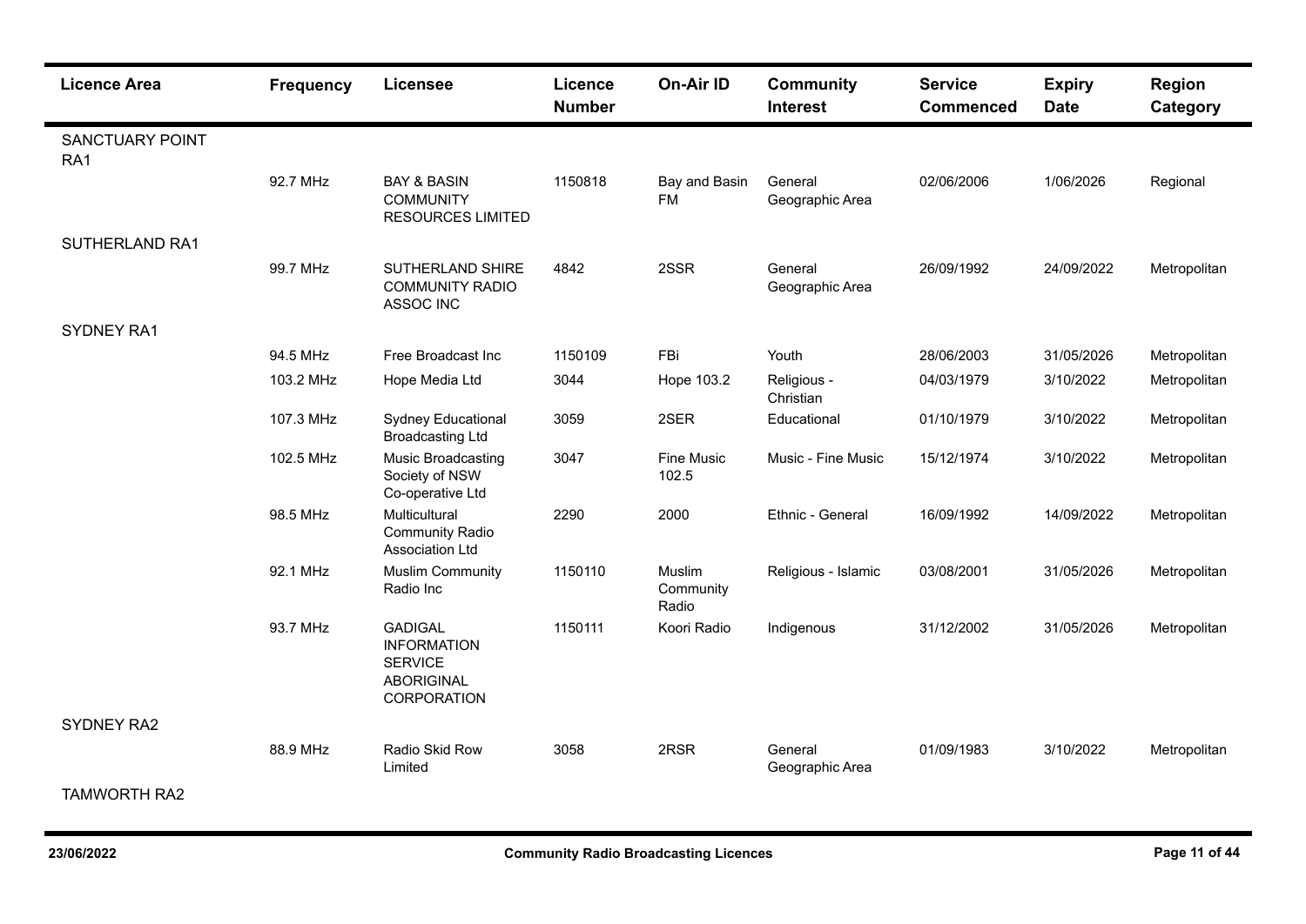| Licence Area | Frequency | Licensee | Licence Number | On-Air ID | Community Interest | Service Commenced | Expiry Date | Region Category |
|---|---|---|---|---|---|---|---|---|
| SANCTUARY POINT RA1 | | | | | | | | |
| | 92.7 MHz | BAY & BASIN COMMUNITY RESOURCES LIMITED | 1150818 | Bay and Basin FM | General Geographic Area | 02/06/2006 | 1/06/2026 | Regional |
| SUTHERLAND RA1 | | | | | | | | |
| | 99.7 MHz | SUTHERLAND SHIRE COMMUNITY RADIO ASSOC INC | 4842 | 2SSR | General Geographic Area | 26/09/1992 | 24/09/2022 | Metropolitan |
| SYDNEY RA1 | | | | | | | | |
| | 94.5 MHz | Free Broadcast Inc | 1150109 | FBi | Youth | 28/06/2003 | 31/05/2026 | Metropolitan |
| | 103.2 MHz | Hope Media Ltd | 3044 | Hope 103.2 | Religious - Christian | 04/03/1979 | 3/10/2022 | Metropolitan |
| | 107.3 MHz | Sydney Educational Broadcasting Ltd | 3059 | 2SER | Educational | 01/10/1979 | 3/10/2022 | Metropolitan |
| | 102.5 MHz | Music Broadcasting Society of NSW Co-operative Ltd | 3047 | Fine Music 102.5 | Music - Fine Music | 15/12/1974 | 3/10/2022 | Metropolitan |
| | 98.5 MHz | Multicultural Community Radio Association Ltd | 2290 | 2000 | Ethnic - General | 16/09/1992 | 14/09/2022 | Metropolitan |
| | 92.1 MHz | Muslim Community Radio Inc | 1150110 | Muslim Community Radio | Religious - Islamic | 03/08/2001 | 31/05/2026 | Metropolitan |
| | 93.7 MHz | GADIGAL INFORMATION SERVICE ABORIGINAL CORPORATION | 1150111 | Koori Radio | Indigenous | 31/12/2002 | 31/05/2026 | Metropolitan |
| SYDNEY RA2 | | | | | | | | |
| | 88.9 MHz | Radio Skid Row Limited | 3058 | 2RSR | General Geographic Area | 01/09/1983 | 3/10/2022 | Metropolitan |
| TAMWORTH RA2 | | | | | | | | |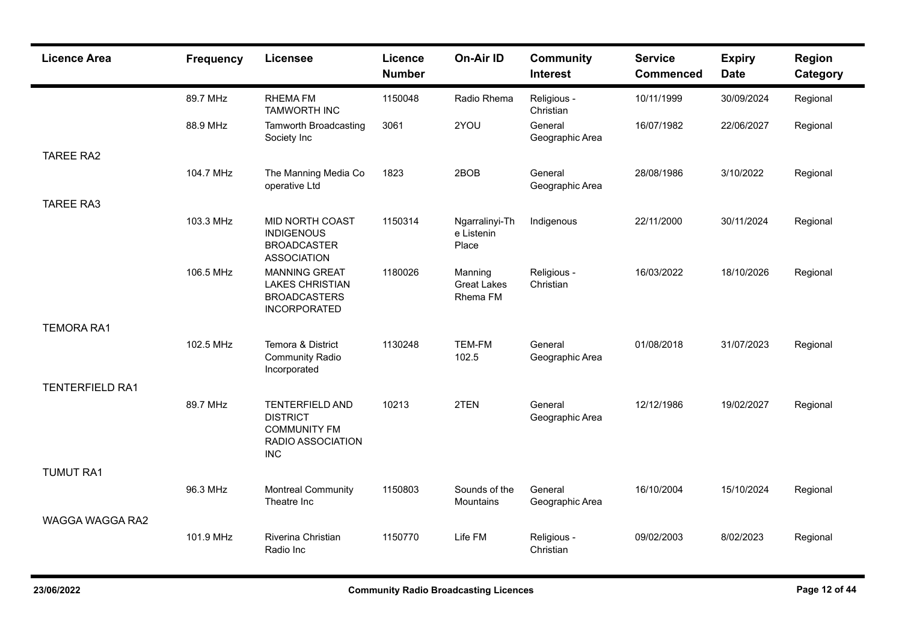| Licence Area | Frequency | Licensee | Licence Number | On-Air ID | Community Interest | Service Commenced | Expiry Date | Region Category |
|---|---|---|---|---|---|---|---|---|
| | 89.7 MHz | RHEMA FM TAMWORTH INC | 1150048 | Radio Rhema | Religious - Christian | 10/11/1999 | 30/09/2024 | Regional |
| | 88.9 MHz | Tamworth Broadcasting Society Inc | 3061 | 2YOU | General Geographic Area | 16/07/1982 | 22/06/2027 | Regional |
| TAREE RA2 | | | | | | | | |
| | 104.7 MHz | The Manning Media Co operative Ltd | 1823 | 2BOB | General Geographic Area | 28/08/1986 | 3/10/2022 | Regional |
| TAREE RA3 | | | | | | | | |
| | 103.3 MHz | MID NORTH COAST INDIGENOUS BROADCASTER ASSOCIATION | 1150314 | Ngarralinyi-The Listenin Place | Indigenous | 22/11/2000 | 30/11/2024 | Regional |
| | 106.5 MHz | MANNING GREAT LAKES CHRISTIAN BROADCASTERS INCORPORATED | 1180026 | Manning Great Lakes Rhema FM | Religious - Christian | 16/03/2022 | 18/10/2026 | Regional |
| TEMORA RA1 | | | | | | | | |
| | 102.5 MHz | Temora & District Community Radio Incorporated | 1130248 | TEM-FM 102.5 | General Geographic Area | 01/08/2018 | 31/07/2023 | Regional |
| TENTERFIELD RA1 | | | | | | | | |
| | 89.7 MHz | TENTERFIELD AND DISTRICT COMMUNITY FM RADIO ASSOCIATION INC | 10213 | 2TEN | General Geographic Area | 12/12/1986 | 19/02/2027 | Regional |
| TUMUT RA1 | | | | | | | | |
| | 96.3 MHz | Montreal Community Theatre Inc | 1150803 | Sounds of the Mountains | General Geographic Area | 16/10/2004 | 15/10/2024 | Regional |
| WAGGA WAGGA RA2 | | | | | | | | |
| | 101.9 MHz | Riverina Christian Radio Inc | 1150770 | Life FM | Religious - Christian | 09/02/2003 | 8/02/2023 | Regional |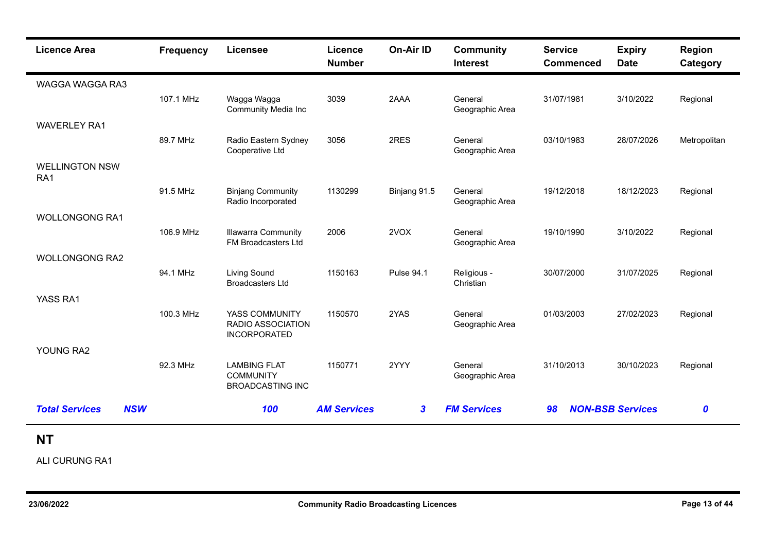| Licence Area | Frequency | Licensee | Licence Number | On-Air ID | Community Interest | Service Commenced | Expiry Date | Region Category |
|---|---|---|---|---|---|---|---|---|
| WAGGA WAGGA RA3 | | | | | | | | |
| | 107.1 MHz | Wagga Wagga Community Media Inc | 3039 | 2AAA | General Geographic Area | 31/07/1981 | 3/10/2022 | Regional |
| WAVERLEY RA1 | | | | | | | | |
| | 89.7 MHz | Radio Eastern Sydney Cooperative Ltd | 3056 | 2RES | General Geographic Area | 03/10/1983 | 28/07/2026 | Metropolitan |
| WELLINGTON NSW RA1 | | | | | | | | |
| | 91.5 MHz | Binjang Community Radio Incorporated | 1130299 | Binjang 91.5 | General Geographic Area | 19/12/2018 | 18/12/2023 | Regional |
| WOLLONGONG RA1 | | | | | | | | |
| | 106.9 MHz | Illawarra Community FM Broadcasters Ltd | 2006 | 2VOX | General Geographic Area | 19/10/1990 | 3/10/2022 | Regional |
| WOLLONGONG RA2 | | | | | | | | |
| | 94.1 MHz | Living Sound Broadcasters Ltd | 1150163 | Pulse 94.1 | Religious - Christian | 30/07/2000 | 31/07/2025 | Regional |
| YASS RA1 | | | | | | | | |
| | 100.3 MHz | YASS COMMUNITY RADIO ASSOCIATION INCORPORATED | 1150570 | 2YAS | General Geographic Area | 01/03/2003 | 27/02/2023 | Regional |
| YOUNG RA2 | | | | | | | | |
| | 92.3 MHz | LAMBING FLAT COMMUNITY BROADCASTING INC | 1150771 | 2YYY | General Geographic Area | 31/10/2013 | 30/10/2023 | Regional |

***Total Services NSW 100 AM Services 3 FM Services 98 NON-BSB Services 0***

## NT

ALI CURUNG RA1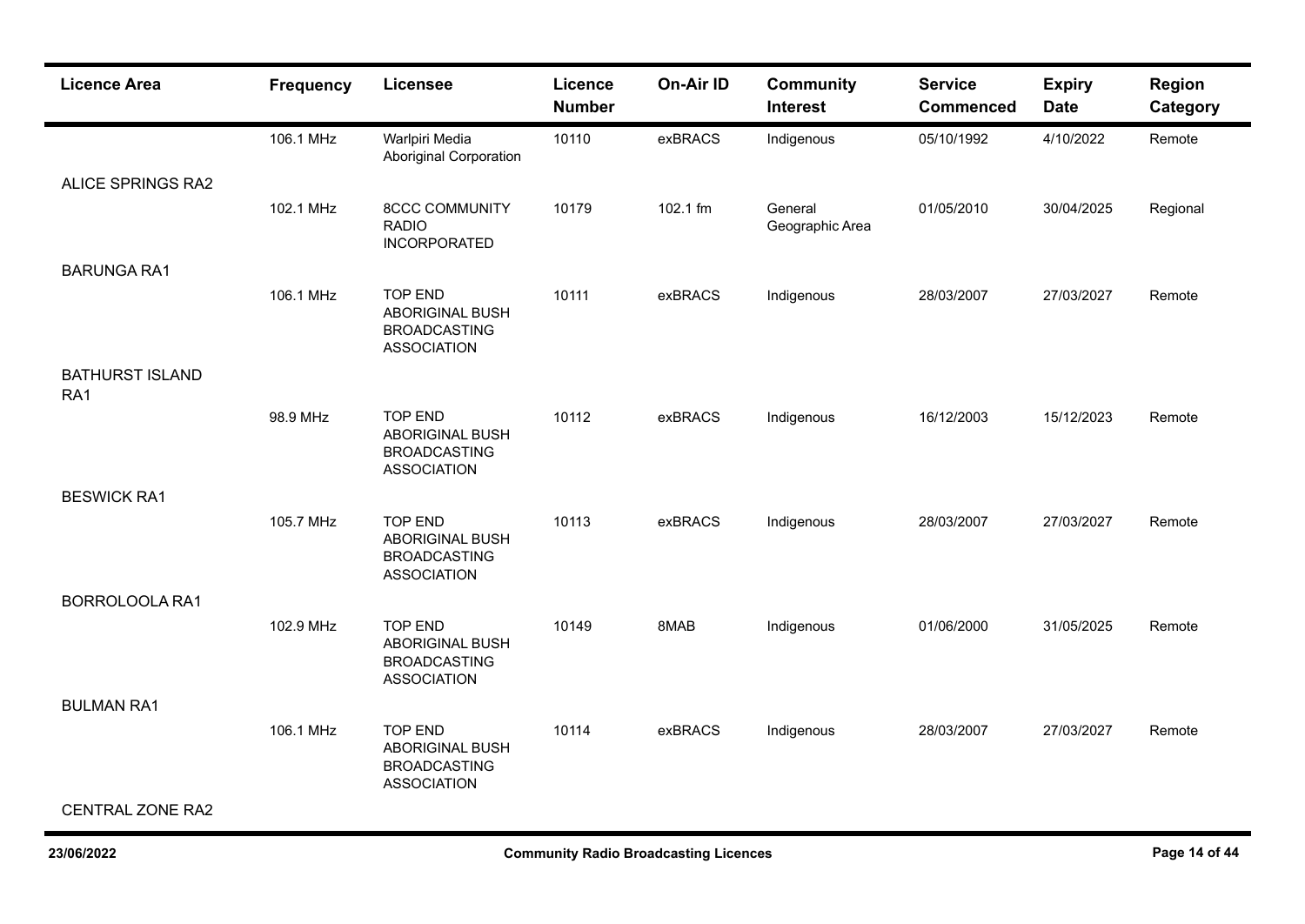| Licence Area | Frequency | Licensee | Licence Number | On-Air ID | Community Interest | Service Commenced | Expiry Date | Region Category |
|---|---|---|---|---|---|---|---|---|
| | 106.1 MHz | Warlpiri Media Aboriginal Corporation | 10110 | exBRACS | Indigenous | 05/10/1992 | 4/10/2022 | Remote |
| ALICE SPRINGS RA2 | | | | | | | | |
| | 102.1 MHz | 8CCC COMMUNITY RADIO INCORPORATED | 10179 | 102.1 fm | General Geographic Area | 01/05/2010 | 30/04/2025 | Regional |
| BARUNGA RA1 | | | | | | | | |
| | 106.1 MHz | TOP END ABORIGINAL BUSH BROADCASTING ASSOCIATION | 10111 | exBRACS | Indigenous | 28/03/2007 | 27/03/2027 | Remote |
| BATHURST ISLAND RA1 | | | | | | | | |
| | 98.9 MHz | TOP END ABORIGINAL BUSH BROADCASTING ASSOCIATION | 10112 | exBRACS | Indigenous | 16/12/2003 | 15/12/2023 | Remote |
| BESWICK RA1 | | | | | | | | |
| | 105.7 MHz | TOP END ABORIGINAL BUSH BROADCASTING ASSOCIATION | 10113 | exBRACS | Indigenous | 28/03/2007 | 27/03/2027 | Remote |
| BORROLOOLA RA1 | | | | | | | | |
| | 102.9 MHz | TOP END ABORIGINAL BUSH BROADCASTING ASSOCIATION | 10149 | 8MAB | Indigenous | 01/06/2000 | 31/05/2025 | Remote |
| BULMAN RA1 | | | | | | | | |
| | 106.1 MHz | TOP END ABORIGINAL BUSH BROADCASTING ASSOCIATION | 10114 | exBRACS | Indigenous | 28/03/2007 | 27/03/2027 | Remote |
| CENTRAL ZONE RA2 | | | | | | | | |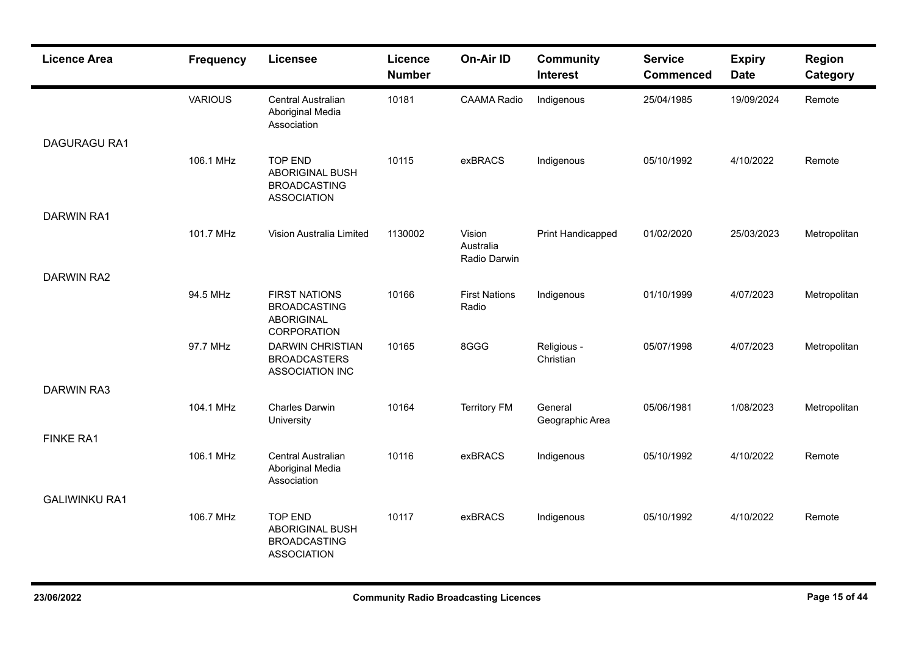| Licence Area | Frequency | Licensee | Licence Number | On-Air ID | Community Interest | Service Commenced | Expiry Date | Region Category |
|---|---|---|---|---|---|---|---|---|
| | VARIOUS | Central Australian Aboriginal Media Association | 10181 | CAAMA Radio | Indigenous | 25/04/1985 | 19/09/2024 | Remote |
| DAGURAGU RA1 | | | | | | | | |
| | 106.1 MHz | TOP END ABORIGINAL BUSH BROADCASTING ASSOCIATION | 10115 | exBRACS | Indigenous | 05/10/1992 | 4/10/2022 | Remote |
| DARWIN RA1 | | | | | | | | |
| | 101.7 MHz | Vision Australia Limited | 1130002 | Vision Australia Radio Darwin | Print Handicapped | 01/02/2020 | 25/03/2023 | Metropolitan |
| DARWIN RA2 | | | | | | | | |
| | 94.5 MHz | FIRST NATIONS BROADCASTING ABORIGINAL CORPORATION | 10166 | First Nations Radio | Indigenous | 01/10/1999 | 4/07/2023 | Metropolitan |
| | 97.7 MHz | DARWIN CHRISTIAN BROADCASTERS ASSOCIATION INC | 10165 | 8GGG | Religious - Christian | 05/07/1998 | 4/07/2023 | Metropolitan |
| DARWIN RA3 | | | | | | | | |
| | 104.1 MHz | Charles Darwin University | 10164 | Territory FM | General Geographic Area | 05/06/1981 | 1/08/2023 | Metropolitan |
| FINKE RA1 | | | | | | | | |
| | 106.1 MHz | Central Australian Aboriginal Media Association | 10116 | exBRACS | Indigenous | 05/10/1992 | 4/10/2022 | Remote |
| GALIWINKU RA1 | | | | | | | | |
| | 106.7 MHz | TOP END ABORIGINAL BUSH BROADCASTING ASSOCIATION | 10117 | exBRACS | Indigenous | 05/10/1992 | 4/10/2022 | Remote |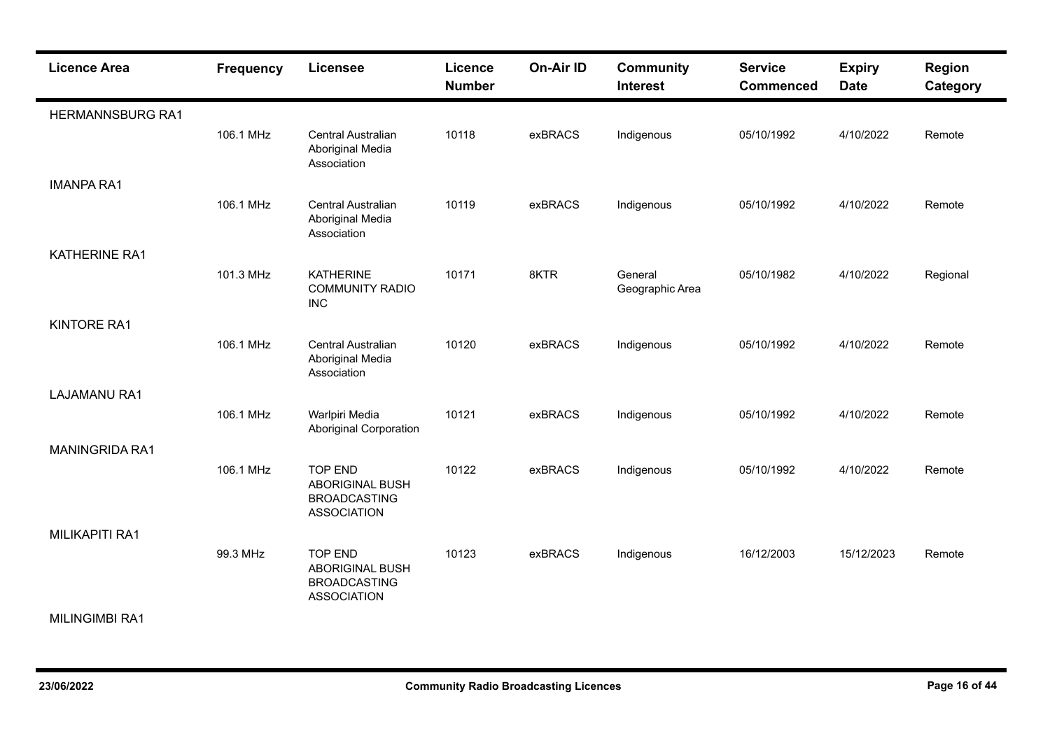| Licence Area | Frequency | Licensee | Licence Number | On-Air ID | Community Interest | Service Commenced | Expiry Date | Region Category |
|---|---|---|---|---|---|---|---|---|
| HERMANNSBURG RA1 | | | | | | | | |
| | 106.1 MHz | Central Australian Aboriginal Media Association | 10118 | exBRACS | Indigenous | 05/10/1992 | 4/10/2022 | Remote |
| IMANPA RA1 | | | | | | | | |
| | 106.1 MHz | Central Australian Aboriginal Media Association | 10119 | exBRACS | Indigenous | 05/10/1992 | 4/10/2022 | Remote |
| KATHERINE RA1 | | | | | | | | |
| | 101.3 MHz | KATHERINE COMMUNITY RADIO INC | 10171 | 8KTR | General Geographic Area | 05/10/1982 | 4/10/2022 | Regional |
| KINTORE RA1 | | | | | | | | |
| | 106.1 MHz | Central Australian Aboriginal Media Association | 10120 | exBRACS | Indigenous | 05/10/1992 | 4/10/2022 | Remote |
| LAJAMANU RA1 | | | | | | | | |
| | 106.1 MHz | Warlpiri Media Aboriginal Corporation | 10121 | exBRACS | Indigenous | 05/10/1992 | 4/10/2022 | Remote |
| MANINGRIDA RA1 | | | | | | | | |
| | 106.1 MHz | TOP END ABORIGINAL BUSH BROADCASTING ASSOCIATION | 10122 | exBRACS | Indigenous | 05/10/1992 | 4/10/2022 | Remote |
| MILIKAPITI RA1 | | | | | | | | |
| | 99.3 MHz | TOP END ABORIGINAL BUSH BROADCASTING ASSOCIATION | 10123 | exBRACS | Indigenous | 16/12/2003 | 15/12/2023 | Remote |
| MILINGIMBI RA1 | | | | | | | | |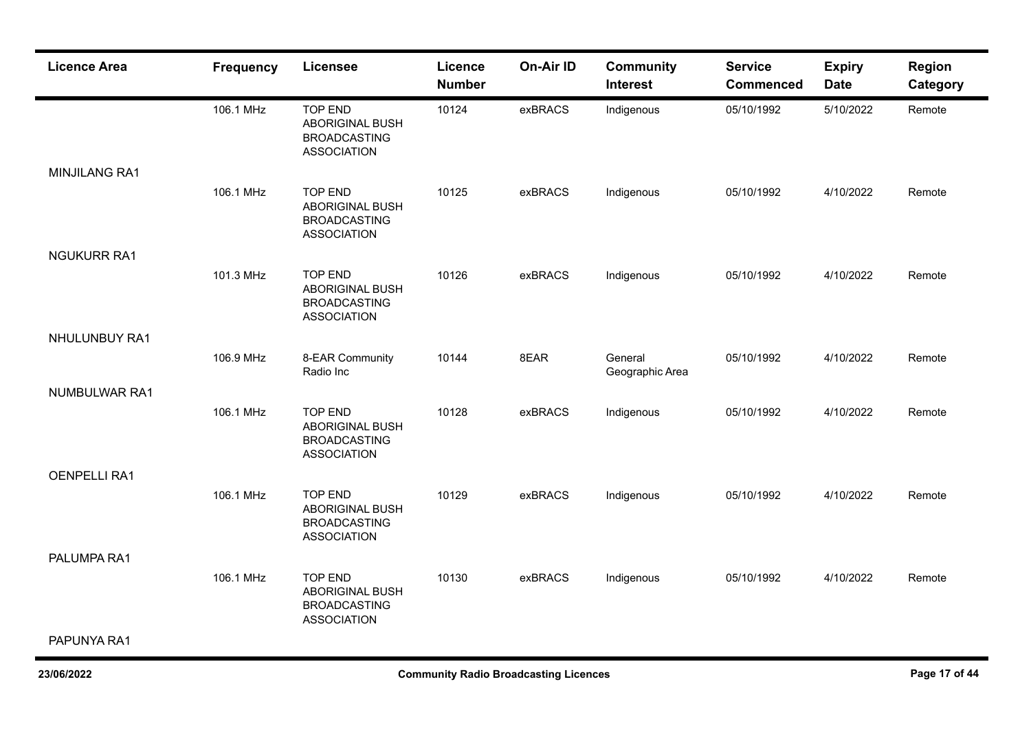| Licence Area | Frequency | Licensee | Licence Number | On-Air ID | Community Interest | Service Commenced | Expiry Date | Region Category |
|---|---|---|---|---|---|---|---|---|
| | 106.1 MHz | TOP END ABORIGINAL BUSH BROADCASTING ASSOCIATION | 10124 | exBRACS | Indigenous | 05/10/1992 | 5/10/2022 | Remote |
| MINJILANG RA1 | | | | | | | | |
| | 106.1 MHz | TOP END ABORIGINAL BUSH BROADCASTING ASSOCIATION | 10125 | exBRACS | Indigenous | 05/10/1992 | 4/10/2022 | Remote |
| NGUKURR RA1 | | | | | | | | |
| | 101.3 MHz | TOP END ABORIGINAL BUSH BROADCASTING ASSOCIATION | 10126 | exBRACS | Indigenous | 05/10/1992 | 4/10/2022 | Remote |
| NHULUNBUY RA1 | | | | | | | | |
| | 106.9 MHz | 8-EAR Community Radio Inc | 10144 | 8EAR | General Geographic Area | 05/10/1992 | 4/10/2022 | Remote |
| NUMBULWAR RA1 | | | | | | | | |
| | 106.1 MHz | TOP END ABORIGINAL BUSH BROADCASTING ASSOCIATION | 10128 | exBRACS | Indigenous | 05/10/1992 | 4/10/2022 | Remote |
| OENPELLI RA1 | | | | | | | | |
| | 106.1 MHz | TOP END ABORIGINAL BUSH BROADCASTING ASSOCIATION | 10129 | exBRACS | Indigenous | 05/10/1992 | 4/10/2022 | Remote |
| PALUMPA RA1 | | | | | | | | |
| | 106.1 MHz | TOP END ABORIGINAL BUSH BROADCASTING ASSOCIATION | 10130 | exBRACS | Indigenous | 05/10/1992 | 4/10/2022 | Remote |
| PAPUNYA RA1 | | | | | | | | |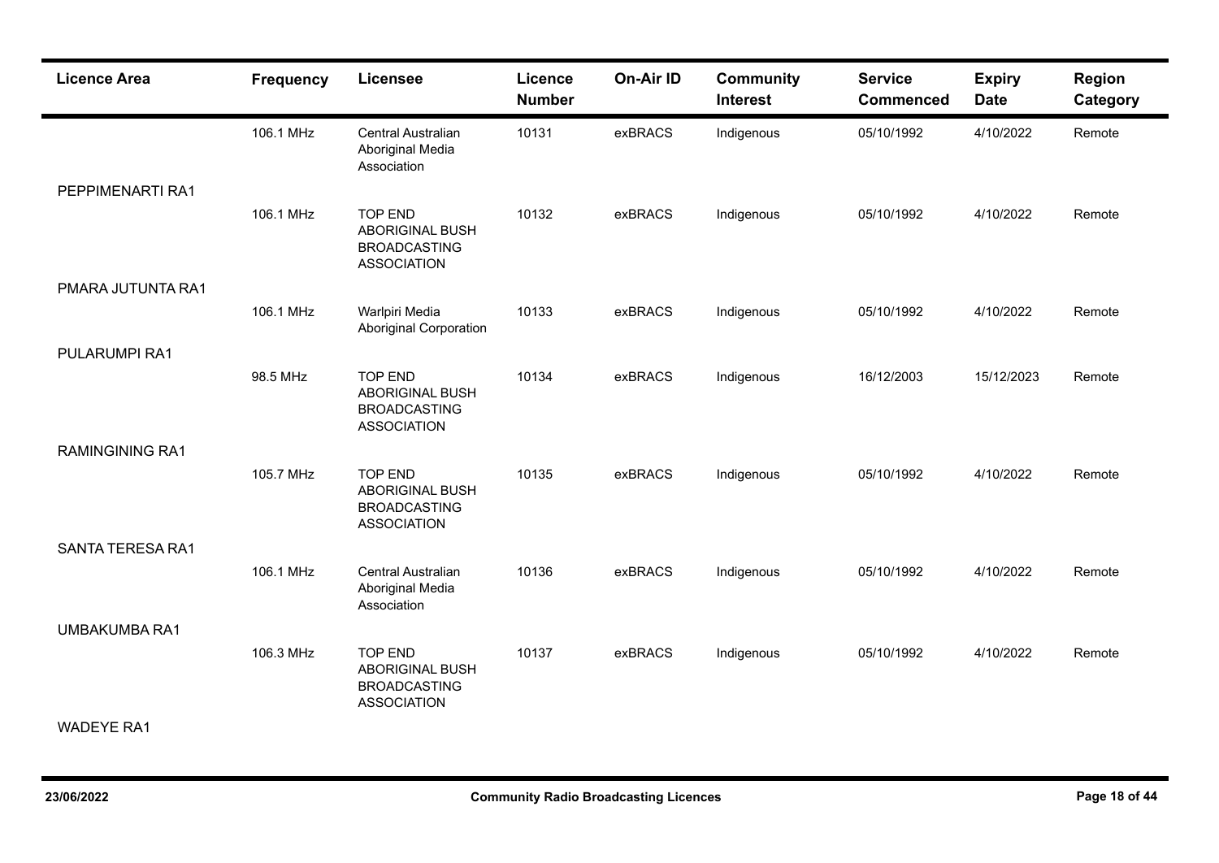| Licence Area | Frequency | Licensee | Licence Number | On-Air ID | Community Interest | Service Commenced | Expiry Date | Region Category |
|---|---|---|---|---|---|---|---|---|
| | 106.1 MHz | Central Australian Aboriginal Media Association | 10131 | exBRACS | Indigenous | 05/10/1992 | 4/10/2022 | Remote |
| PEPPIMENARTI RA1 | | | | | | | | |
| | 106.1 MHz | TOP END ABORIGINAL BUSH BROADCASTING ASSOCIATION | 10132 | exBRACS | Indigenous | 05/10/1992 | 4/10/2022 | Remote |
| PMARA JUTUNTA RA1 | | | | | | | | |
| | 106.1 MHz | Warlpiri Media Aboriginal Corporation | 10133 | exBRACS | Indigenous | 05/10/1992 | 4/10/2022 | Remote |
| PULARUMPI RA1 | | | | | | | | |
| | 98.5 MHz | TOP END ABORIGINAL BUSH BROADCASTING ASSOCIATION | 10134 | exBRACS | Indigenous | 16/12/2003 | 15/12/2023 | Remote |
| RAMINGINING RA1 | | | | | | | | |
| | 105.7 MHz | TOP END ABORIGINAL BUSH BROADCASTING ASSOCIATION | 10135 | exBRACS | Indigenous | 05/10/1992 | 4/10/2022 | Remote |
| SANTA TERESA RA1 | | | | | | | | |
| | 106.1 MHz | Central Australian Aboriginal Media Association | 10136 | exBRACS | Indigenous | 05/10/1992 | 4/10/2022 | Remote |
| UMBAKUMBA RA1 | | | | | | | | |
| | 106.3 MHz | TOP END ABORIGINAL BUSH BROADCASTING ASSOCIATION | 10137 | exBRACS | Indigenous | 05/10/1992 | 4/10/2022 | Remote |
| WADEYE RA1 | | | | | | | | |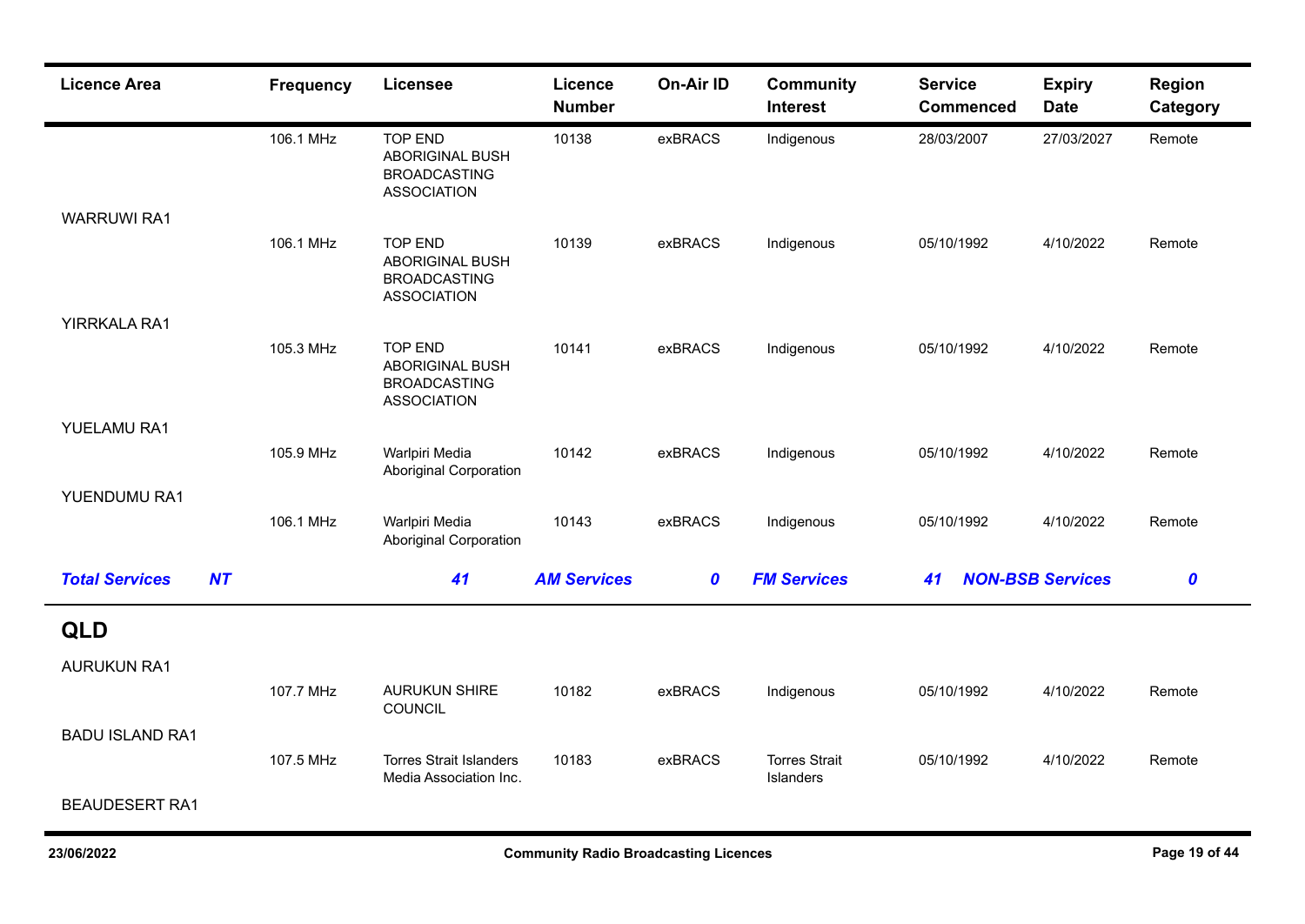| Licence Area | Frequency | Licensee | Licence Number | On-Air ID | Community Interest | Service Commenced | Expiry Date | Region Category |
|---|---|---|---|---|---|---|---|---|
| | 106.1 MHz | TOP END ABORIGINAL BUSH BROADCASTING ASSOCIATION | 10138 | exBRACS | Indigenous | 28/03/2007 | 27/03/2027 | Remote |
| WARRUWI RA1 | | | | | | | | |
| | 106.1 MHz | TOP END ABORIGINAL BUSH BROADCASTING ASSOCIATION | 10139 | exBRACS | Indigenous | 05/10/1992 | 4/10/2022 | Remote |
| YIRRKALA RA1 | | | | | | | | |
| | 105.3 MHz | TOP END ABORIGINAL BUSH BROADCASTING ASSOCIATION | 10141 | exBRACS | Indigenous | 05/10/1992 | 4/10/2022 | Remote |
| YUELAMU RA1 | | | | | | | | |
| | 105.9 MHz | Warlpiri Media Aboriginal Corporation | 10142 | exBRACS | Indigenous | 05/10/1992 | 4/10/2022 | Remote |
| YUENDUMU RA1 | | | | | | | | |
| | 106.1 MHz | Warlpiri Media Aboriginal Corporation | 10143 | exBRACS | Indigenous | 05/10/1992 | 4/10/2022 | Remote |

***Total Services NT* 41 *AM Services* 0 *FM Services* 41 *NON-BSB Services* 0**

## QLD

| Licence Area | Frequency | Licensee | Licence Number | On-Air ID | Community Interest | Service Commenced | Expiry Date | Region Category |
|---|---|---|---|---|---|---|---|---|
| AURUKUN RA1 | | | | | | | | |
| | 107.7 MHz | AURUKUN SHIRE COUNCIL | 10182 | exBRACS | Indigenous | 05/10/1992 | 4/10/2022 | Remote |
| BADU ISLAND RA1 | | | | | | | | |
| | 107.5 MHz | Torres Strait Islanders Media Association Inc. | 10183 | exBRACS | Torres Strait Islanders | 05/10/1992 | 4/10/2022 | Remote |
| BEAUDESERT RA1 | | | | | | | | |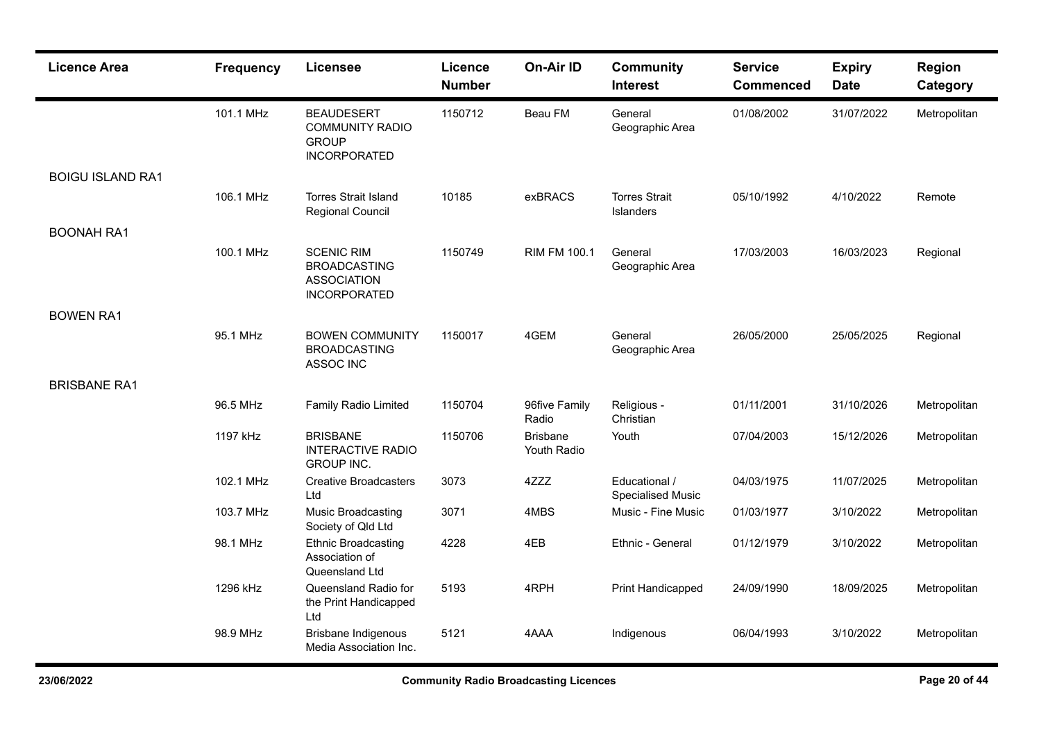| Licence Area | Frequency | Licensee | Licence Number | On-Air ID | Community Interest | Service Commenced | Expiry Date | Region Category |
|---|---|---|---|---|---|---|---|---|
| | 101.1 MHz | BEAUDESERT COMMUNITY RADIO GROUP INCORPORATED | 1150712 | Beau FM | General Geographic Area | 01/08/2002 | 31/07/2022 | Metropolitan |
| BOIGU ISLAND RA1 | | | | | | | | |
| | 106.1 MHz | Torres Strait Island Regional Council | 10185 | exBRACS | Torres Strait Islanders | 05/10/1992 | 4/10/2022 | Remote |
| BOONAH RA1 | | | | | | | | |
| | 100.1 MHz | SCENIC RIM BROADCASTING ASSOCIATION INCORPORATED | 1150749 | RIM FM 100.1 | General Geographic Area | 17/03/2003 | 16/03/2023 | Regional |
| BOWEN RA1 | | | | | | | | |
| | 95.1 MHz | BOWEN COMMUNITY BROADCASTING ASSOC INC | 1150017 | 4GEM | General Geographic Area | 26/05/2000 | 25/05/2025 | Regional |
| BRISBANE RA1 | | | | | | | | |
| | 96.5 MHz | Family Radio Limited | 1150704 | 96five Family Radio | Religious - Christian | 01/11/2001 | 31/10/2026 | Metropolitan |
| | 1197 kHz | BRISBANE INTERACTIVE RADIO GROUP INC. | 1150706 | Brisbane Youth Radio | Youth | 07/04/2003 | 15/12/2026 | Metropolitan |
| | 102.1 MHz | Creative Broadcasters Ltd | 3073 | 4ZZZ | Educational / Specialised Music | 04/03/1975 | 11/07/2025 | Metropolitan |
| | 103.7 MHz | Music Broadcasting Society of Qld Ltd | 3071 | 4MBS | Music - Fine Music | 01/03/1977 | 3/10/2022 | Metropolitan |
| | 98.1 MHz | Ethnic Broadcasting Association of Queensland Ltd | 4228 | 4EB | Ethnic - General | 01/12/1979 | 3/10/2022 | Metropolitan |
| | 1296 kHz | Queensland Radio for the Print Handicapped Ltd | 5193 | 4RPH | Print Handicapped | 24/09/1990 | 18/09/2025 | Metropolitan |
| | 98.9 MHz | Brisbane Indigenous Media Association Inc. | 5121 | 4AAA | Indigenous | 06/04/1993 | 3/10/2022 | Metropolitan |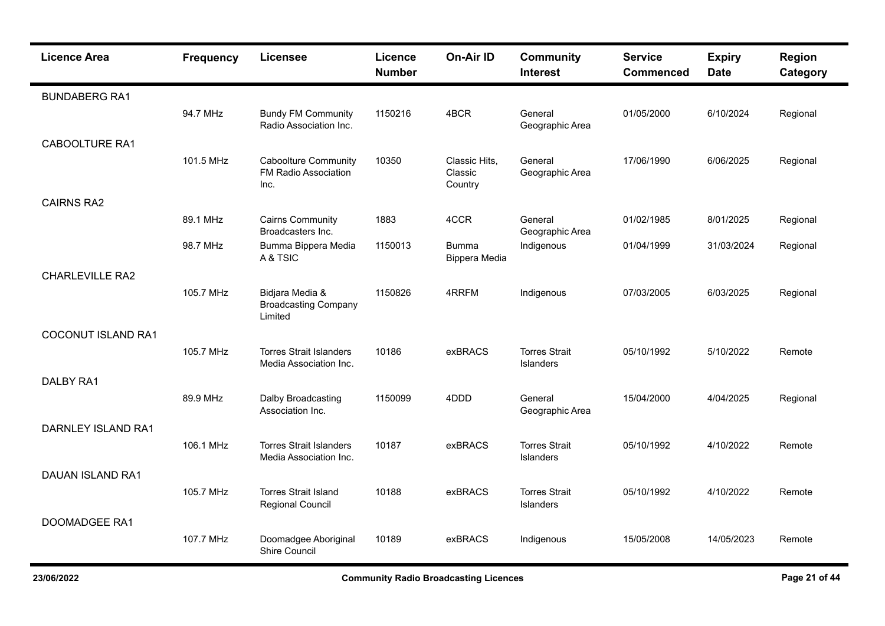| Licence Area | Frequency | Licensee | Licence Number | On-Air ID | Community Interest | Service Commenced | Expiry Date | Region Category |
|---|---|---|---|---|---|---|---|---|
| BUNDABERG RA1 | | | | | | | | |
| | 94.7 MHz | Bundy FM Community Radio Association Inc. | 1150216 | 4BCR | General Geographic Area | 01/05/2000 | 6/10/2024 | Regional |
| CABOOLTURE RA1 | | | | | | | | |
| | 101.5 MHz | Caboolture Community FM Radio Association Inc. | 10350 | Classic Hits, Classic Country | General Geographic Area | 17/06/1990 | 6/06/2025 | Regional |
| CAIRNS RA2 | | | | | | | | |
| | 89.1 MHz | Cairns Community Broadcasters Inc. | 1883 | 4CCR | General Geographic Area | 01/02/1985 | 8/01/2025 | Regional |
| | 98.7 MHz | Bumma Bippera Media A & TSIC | 1150013 | Bumma Bippera Media | Indigenous | 01/04/1999 | 31/03/2024 | Regional |
| CHARLEVILLE RA2 | | | | | | | | |
| | 105.7 MHz | Bidjara Media & Broadcasting Company Limited | 1150826 | 4RRFM | Indigenous | 07/03/2005 | 6/03/2025 | Regional |
| COCONUT ISLAND RA1 | | | | | | | | |
| | 105.7 MHz | Torres Strait Islanders Media Association Inc. | 10186 | exBRACS | Torres Strait Islanders | 05/10/1992 | 5/10/2022 | Remote |
| DALBY RA1 | | | | | | | | |
| | 89.9 MHz | Dalby Broadcasting Association Inc. | 1150099 | 4DDD | General Geographic Area | 15/04/2000 | 4/04/2025 | Regional |
| DARNLEY ISLAND RA1 | | | | | | | | |
| | 106.1 MHz | Torres Strait Islanders Media Association Inc. | 10187 | exBRACS | Torres Strait Islanders | 05/10/1992 | 4/10/2022 | Remote |
| DAUAN ISLAND RA1 | | | | | | | | |
| | 105.7 MHz | Torres Strait Island Regional Council | 10188 | exBRACS | Torres Strait Islanders | 05/10/1992 | 4/10/2022 | Remote |
| DOOMADGEE RA1 | | | | | | | | |
| | 107.7 MHz | Doomadgee Aboriginal Shire Council | 10189 | exBRACS | Indigenous | 15/05/2008 | 14/05/2023 | Remote |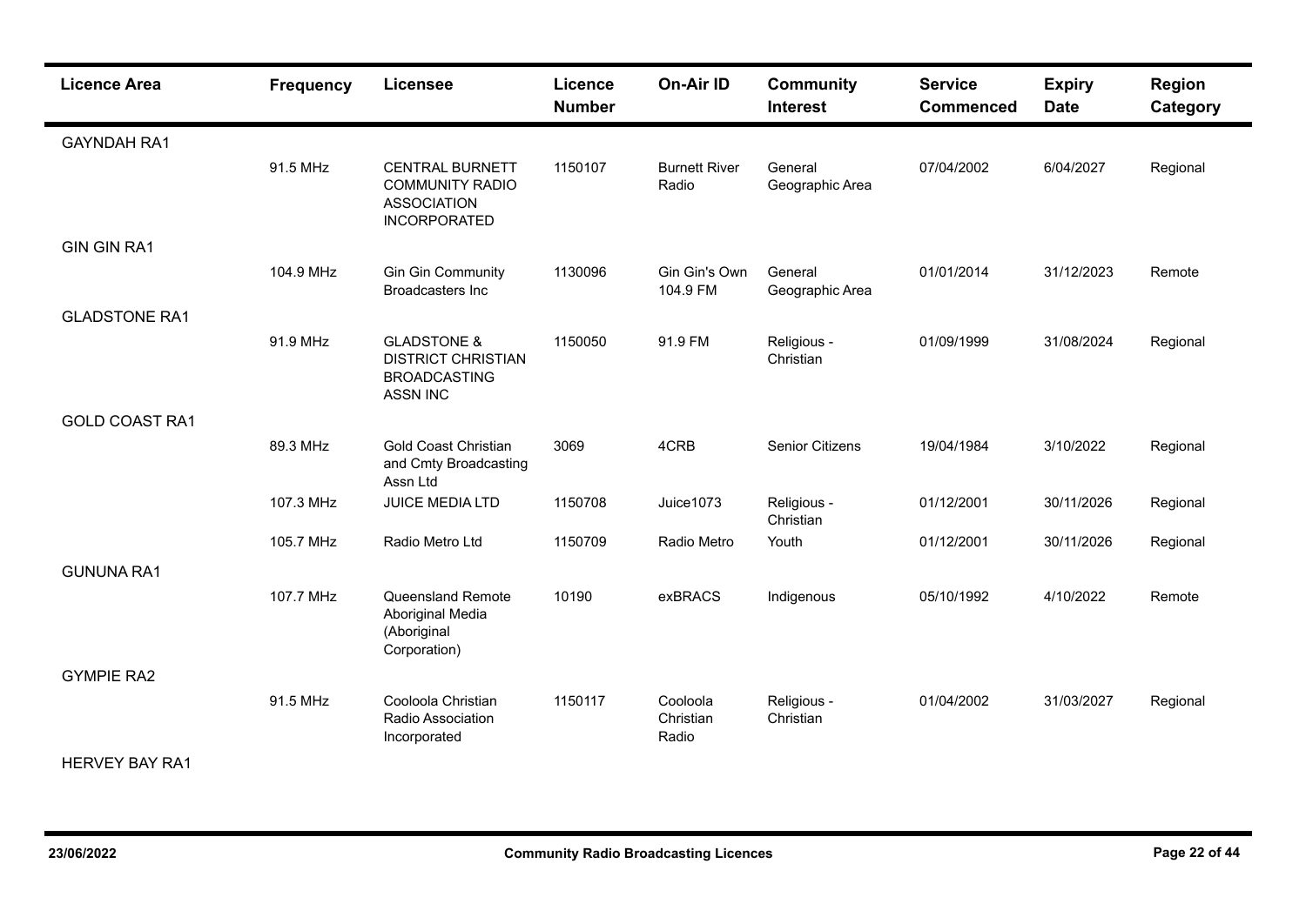| Licence Area | Frequency | Licensee | Licence Number | On-Air ID | Community Interest | Service Commenced | Expiry Date | Region Category |
|---|---|---|---|---|---|---|---|---|
| GAYNDAH RA1 | | | | | | | | |
| | 91.5 MHz | CENTRAL BURNETT COMMUNITY RADIO ASSOCIATION INCORPORATED | 1150107 | Burnett River Radio | General Geographic Area | 07/04/2002 | 6/04/2027 | Regional |
| GIN GIN RA1 | | | | | | | | |
| | 104.9 MHz | Gin Gin Community Broadcasters Inc | 1130096 | Gin Gin's Own 104.9 FM | General Geographic Area | 01/01/2014 | 31/12/2023 | Remote |
| GLADSTONE RA1 | | | | | | | | |
| | 91.9 MHz | GLADSTONE & DISTRICT CHRISTIAN BROADCASTING ASSN INC | 1150050 | 91.9 FM | Religious - Christian | 01/09/1999 | 31/08/2024 | Regional |
| GOLD COAST RA1 | | | | | | | | |
| | 89.3 MHz | Gold Coast Christian and Cmty Broadcasting Assn Ltd | 3069 | 4CRB | Senior Citizens | 19/04/1984 | 3/10/2022 | Regional |
| | 107.3 MHz | JUICE MEDIA LTD | 1150708 | Juice1073 | Religious - Christian | 01/12/2001 | 30/11/2026 | Regional |
| | 105.7 MHz | Radio Metro Ltd | 1150709 | Radio Metro | Youth | 01/12/2001 | 30/11/2026 | Regional |
| GUNUNA RA1 | | | | | | | | |
| | 107.7 MHz | Queensland Remote Aboriginal Media (Aboriginal Corporation) | 10190 | exBRACS | Indigenous | 05/10/1992 | 4/10/2022 | Remote |
| GYMPIE RA2 | | | | | | | | |
| | 91.5 MHz | Cooloola Christian Radio Association Incorporated | 1150117 | Cooloola Christian Radio | Religious - Christian | 01/04/2002 | 31/03/2027 | Regional |
| HERVEY BAY RA1 | | | | | | | | |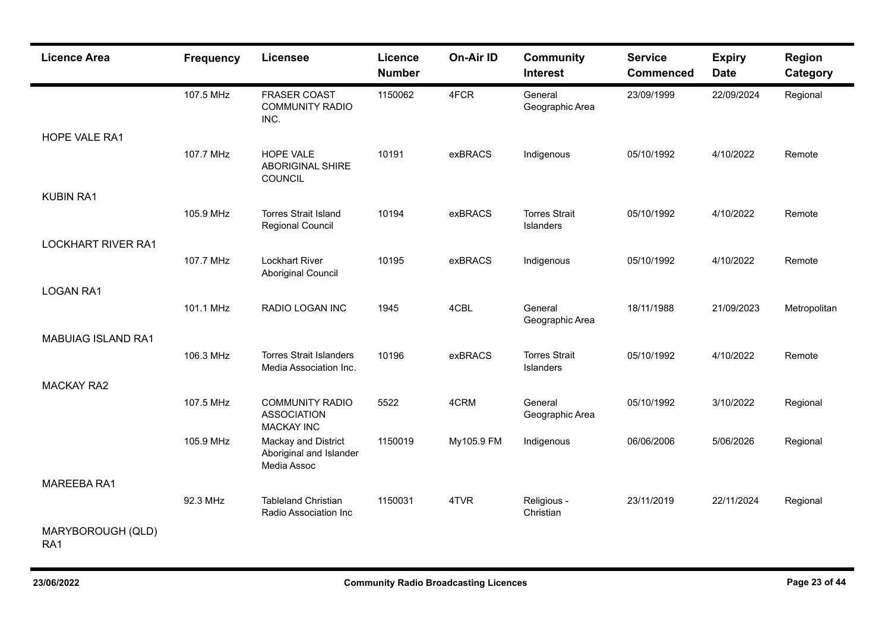| Licence Area | Frequency | Licensee | Licence Number | On-Air ID | Community Interest | Service Commenced | Expiry Date | Region Category |
|---|---|---|---|---|---|---|---|---|
| | 107.5 MHz | FRASER COAST COMMUNITY RADIO INC. | 1150062 | 4FCR | General Geographic Area | 23/09/1999 | 22/09/2024 | Regional |
| HOPE VALE RA1 | | | | | | | | |
| | 107.7 MHz | HOPE VALE ABORIGINAL SHIRE COUNCIL | 10191 | exBRACS | Indigenous | 05/10/1992 | 4/10/2022 | Remote |
| KUBIN RA1 | | | | | | | | |
| | 105.9 MHz | Torres Strait Island Regional Council | 10194 | exBRACS | Torres Strait Islanders | 05/10/1992 | 4/10/2022 | Remote |
| LOCKHART RIVER RA1 | | | | | | | | |
| | 107.7 MHz | Lockhart River Aboriginal Council | 10195 | exBRACS | Indigenous | 05/10/1992 | 4/10/2022 | Remote |
| LOGAN RA1 | | | | | | | | |
| | 101.1 MHz | RADIO LOGAN INC | 1945 | 4CBL | General Geographic Area | 18/11/1988 | 21/09/2023 | Metropolitan |
| MABUIAG ISLAND RA1 | | | | | | | | |
| | 106.3 MHz | Torres Strait Islanders Media Association Inc. | 10196 | exBRACS | Torres Strait Islanders | 05/10/1992 | 4/10/2022 | Remote |
| MACKAY RA2 | | | | | | | | |
| | 107.5 MHz | COMMUNITY RADIO ASSOCIATION MACKAY INC | 5522 | 4CRM | General Geographic Area | 05/10/1992 | 3/10/2022 | Regional |
| | 105.9 MHz | Mackay and District Aboriginal and Islander Media Assoc | 1150019 | My105.9 FM | Indigenous | 06/06/2006 | 5/06/2026 | Regional |
| MAREEBA RA1 | | | | | | | | |
| | 92.3 MHz | Tableland Christian Radio Association Inc | 1150031 | 4TVR | Religious - Christian | 23/11/2019 | 22/11/2024 | Regional |
| MARYBOROUGH (QLD) RA1 | | | | | | | | |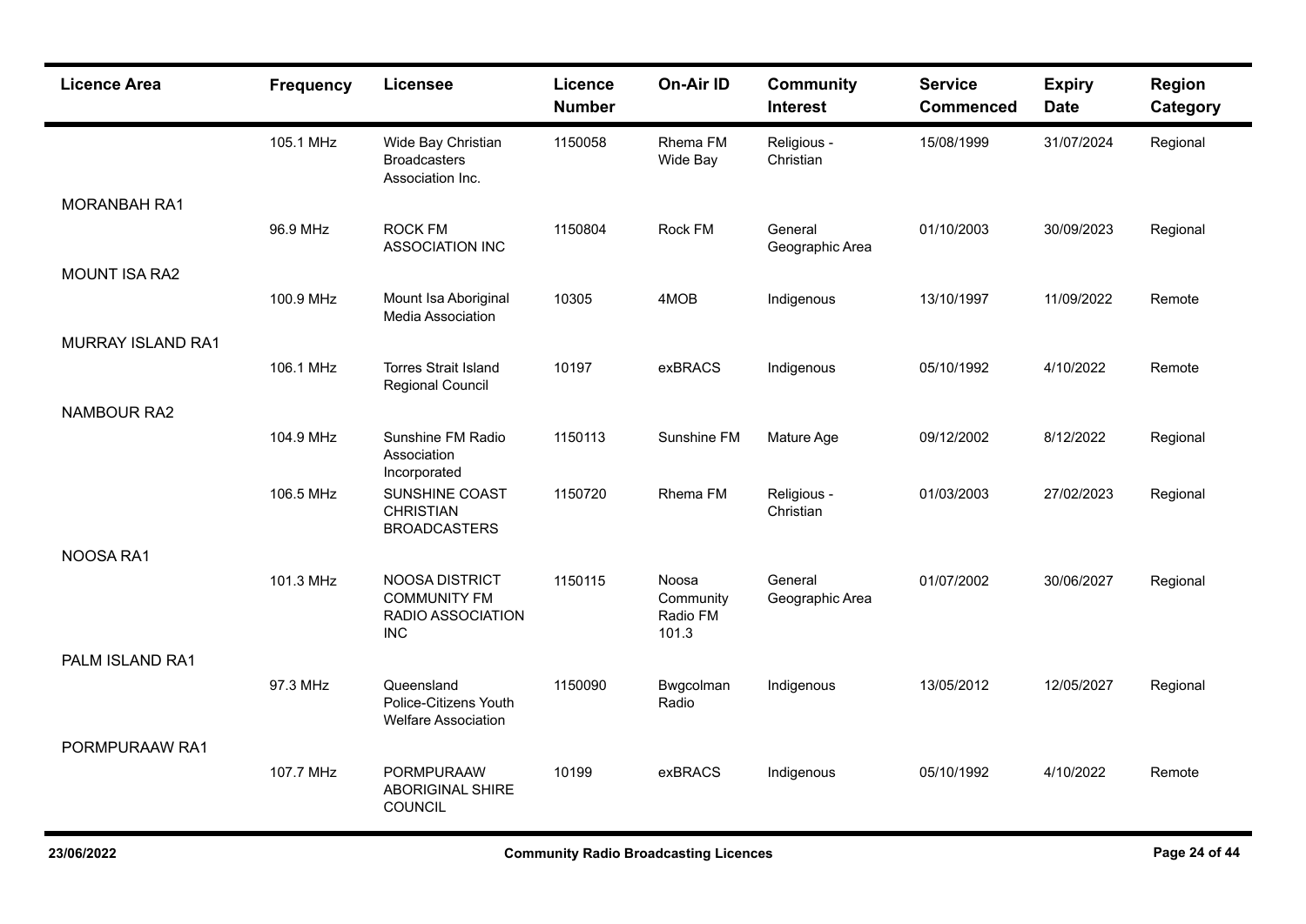| Licence Area | Frequency | Licensee | Licence Number | On-Air ID | Community Interest | Service Commenced | Expiry Date | Region Category |
|---|---|---|---|---|---|---|---|---|
| | 105.1 MHz | Wide Bay Christian Broadcasters Association Inc. | 1150058 | Rhema FM Wide Bay | Religious - Christian | 15/08/1999 | 31/07/2024 | Regional |
| MORANBAH RA1 | | | | | | | | |
| | 96.9 MHz | ROCK FM ASSOCIATION INC | 1150804 | Rock FM | General Geographic Area | 01/10/2003 | 30/09/2023 | Regional |
| MOUNT ISA RA2 | | | | | | | | |
| | 100.9 MHz | Mount Isa Aboriginal Media Association | 10305 | 4MOB | Indigenous | 13/10/1997 | 11/09/2022 | Remote |
| MURRAY ISLAND RA1 | | | | | | | | |
| | 106.1 MHz | Torres Strait Island Regional Council | 10197 | exBRACS | Indigenous | 05/10/1992 | 4/10/2022 | Remote |
| NAMBOUR RA2 | | | | | | | | |
| | 104.9 MHz | Sunshine FM Radio Association Incorporated | 1150113 | Sunshine FM | Mature Age | 09/12/2002 | 8/12/2022 | Regional |
| | 106.5 MHz | SUNSHINE COAST CHRISTIAN BROADCASTERS | 1150720 | Rhema FM | Religious - Christian | 01/03/2003 | 27/02/2023 | Regional |
| NOOSA RA1 | | | | | | | | |
| | 101.3 MHz | NOOSA DISTRICT COMMUNITY FM RADIO ASSOCIATION INC | 1150115 | Noosa Community Radio FM 101.3 | General Geographic Area | 01/07/2002 | 30/06/2027 | Regional |
| PALM ISLAND RA1 | | | | | | | | |
| | 97.3 MHz | Queensland Police-Citizens Youth Welfare Association | 1150090 | Bwgcolman Radio | Indigenous | 13/05/2012 | 12/05/2027 | Regional |
| PORMPURAAW RA1 | | | | | | | | |
| | 107.7 MHz | PORMPURAAW ABORIGINAL SHIRE COUNCIL | 10199 | exBRACS | Indigenous | 05/10/1992 | 4/10/2022 | Remote |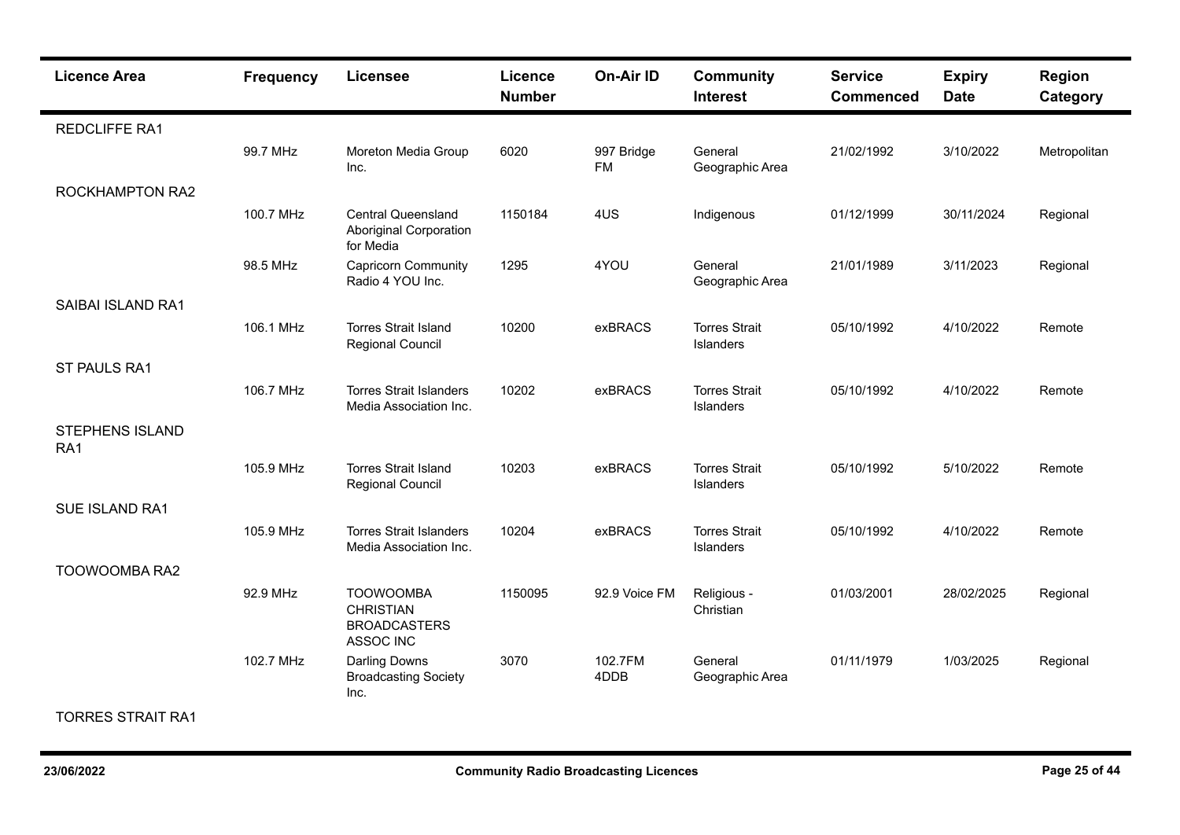| Licence Area | Frequency | Licensee | Licence Number | On-Air ID | Community Interest | Service Commenced | Expiry Date | Region Category |
|---|---|---|---|---|---|---|---|---|
| REDCLIFFE RA1 | | | | | | | | |
| | 99.7 MHz | Moreton Media Group Inc. | 6020 | 997 Bridge FM | General Geographic Area | 21/02/1992 | 3/10/2022 | Metropolitan |
| ROCKHAMPTON RA2 | | | | | | | | |
| | 100.7 MHz | Central Queensland Aboriginal Corporation for Media | 1150184 | 4US | Indigenous | 01/12/1999 | 30/11/2024 | Regional |
| | 98.5 MHz | Capricorn Community Radio 4 YOU Inc. | 1295 | 4YOU | General Geographic Area | 21/01/1989 | 3/11/2023 | Regional |
| SAIBAI ISLAND RA1 | | | | | | | | |
| | 106.1 MHz | Torres Strait Island Regional Council | 10200 | exBRACS | Torres Strait Islanders | 05/10/1992 | 4/10/2022 | Remote |
| ST PAULS RA1 | | | | | | | | |
| | 106.7 MHz | Torres Strait Islanders Media Association Inc. | 10202 | exBRACS | Torres Strait Islanders | 05/10/1992 | 4/10/2022 | Remote |
| STEPHENS ISLAND RA1 | | | | | | | | |
| | 105.9 MHz | Torres Strait Island Regional Council | 10203 | exBRACS | Torres Strait Islanders | 05/10/1992 | 5/10/2022 | Remote |
| SUE ISLAND RA1 | | | | | | | | |
| | 105.9 MHz | Torres Strait Islanders Media Association Inc. | 10204 | exBRACS | Torres Strait Islanders | 05/10/1992 | 4/10/2022 | Remote |
| TOOWOOMBA RA2 | | | | | | | | |
| | 92.9 MHz | TOOWOOMBA CHRISTIAN BROADCASTERS ASSOC INC | 1150095 | 92.9 Voice FM | Religious - Christian | 01/03/2001 | 28/02/2025 | Regional |
| | 102.7 MHz | Darling Downs Broadcasting Society Inc. | 3070 | 102.7FM 4DDB | General Geographic Area | 01/11/1979 | 1/03/2025 | Regional |
| TORRES STRAIT RA1 | | | | | | | | |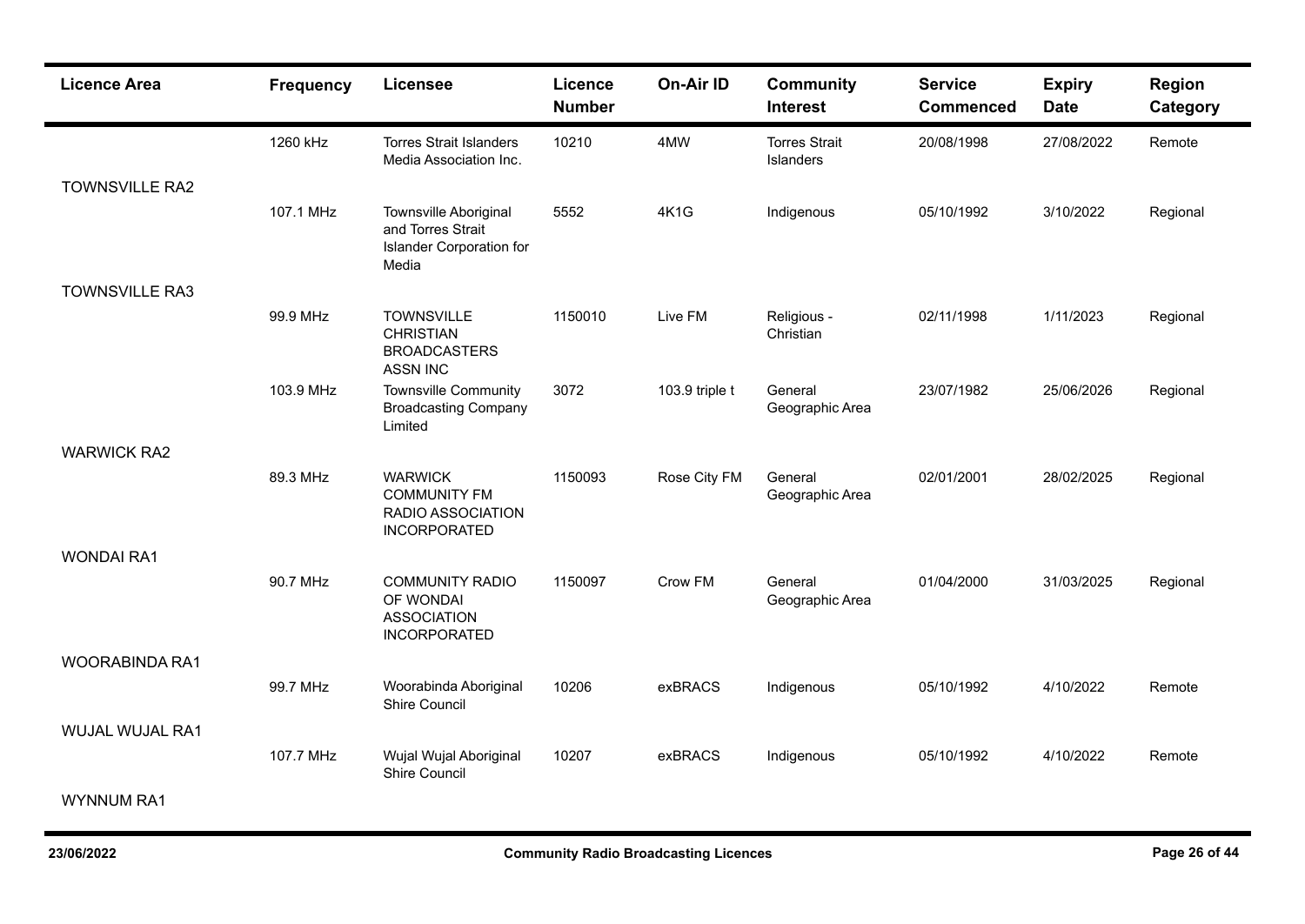| Licence Area | Frequency | Licensee | Licence Number | On-Air ID | Community Interest | Service Commenced | Expiry Date | Region Category |
|---|---|---|---|---|---|---|---|---|
| | 1260 kHz | Torres Strait Islanders Media Association Inc. | 10210 | 4MW | Torres Strait Islanders | 20/08/1998 | 27/08/2022 | Remote |
| TOWNSVILLE RA2 | | | | | | | | |
| | 107.1 MHz | Townsville Aboriginal and Torres Strait Islander Corporation for Media | 5552 | 4K1G | Indigenous | 05/10/1992 | 3/10/2022 | Regional |
| TOWNSVILLE RA3 | | | | | | | | |
| | 99.9 MHz | TOWNSVILLE CHRISTIAN BROADCASTERS ASSN INC | 1150010 | Live FM | Religious - Christian | 02/11/1998 | 1/11/2023 | Regional |
| | 103.9 MHz | Townsville Community Broadcasting Company Limited | 3072 | 103.9 triple t | General Geographic Area | 23/07/1982 | 25/06/2026 | Regional |
| WARWICK RA2 | | | | | | | | |
| | 89.3 MHz | WARWICK COMMUNITY FM RADIO ASSOCIATION INCORPORATED | 1150093 | Rose City FM | General Geographic Area | 02/01/2001 | 28/02/2025 | Regional |
| WONDAI RA1 | | | | | | | | |
| | 90.7 MHz | COMMUNITY RADIO OF WONDAI ASSOCIATION INCORPORATED | 1150097 | Crow FM | General Geographic Area | 01/04/2000 | 31/03/2025 | Regional |
| WOORABINDA RA1 | | | | | | | | |
| | 99.7 MHz | Woorabinda Aboriginal Shire Council | 10206 | exBRACS | Indigenous | 05/10/1992 | 4/10/2022 | Remote |
| WUJAL WUJAL RA1 | | | | | | | | |
| | 107.7 MHz | Wujal Wujal Aboriginal Shire Council | 10207 | exBRACS | Indigenous | 05/10/1992 | 4/10/2022 | Remote |
| WYNNUM RA1 | | | | | | | | |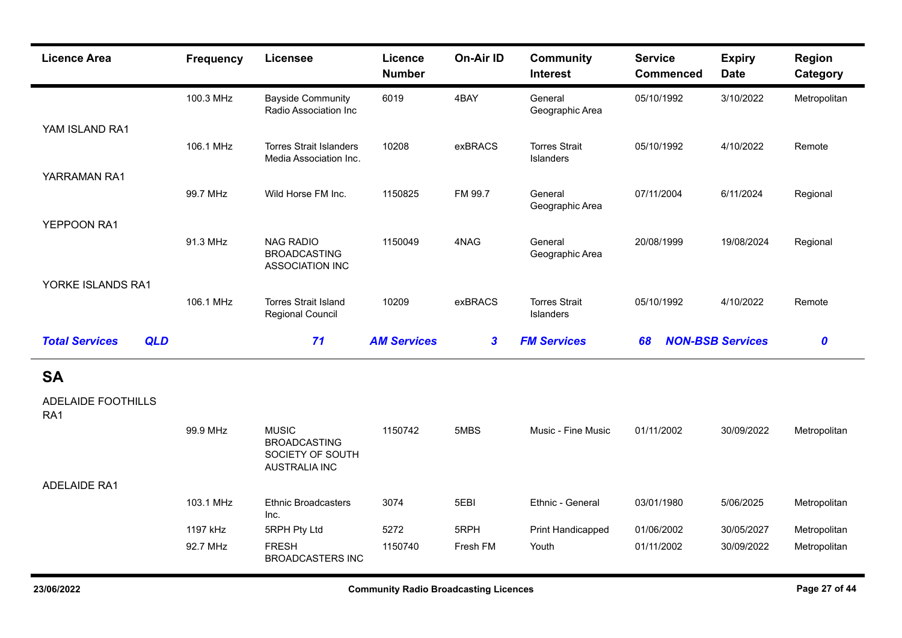| Licence Area | Frequency | Licensee | Licence Number | On-Air ID | Community Interest | Service Commenced | Expiry Date | Region Category |
|---|---|---|---|---|---|---|---|---|
| | 100.3 MHz | Bayside Community Radio Association Inc | 6019 | 4BAY | General Geographic Area | 05/10/1992 | 3/10/2022 | Metropolitan |
| YAM ISLAND RA1 | | | | | | | | |
| | 106.1 MHz | Torres Strait Islanders Media Association Inc. | 10208 | exBRACS | Torres Strait Islanders | 05/10/1992 | 4/10/2022 | Remote |
| YARRAMAN RA1 | | | | | | | | |
| | 99.7 MHz | Wild Horse FM Inc. | 1150825 | FM 99.7 | General Geographic Area | 07/11/2004 | 6/11/2024 | Regional |
| YEPPOON RA1 | | | | | | | | |
| | 91.3 MHz | NAG RADIO BROADCASTING ASSOCIATION INC | 1150049 | 4NAG | General Geographic Area | 20/08/1999 | 19/08/2024 | Regional |
| YORKE ISLANDS RA1 | | | | | | | | |
| | 106.1 MHz | Torres Strait Island Regional Council | 10209 | exBRACS | Torres Strait Islanders | 05/10/1992 | 4/10/2022 | Remote |

***Total Services QLD 71 — AM Services 3 — FM Services 68 — NON-BSB Services 0***

## SA

| Licence Area | Frequency | Licensee | Licence Number | On-Air ID | Community Interest | Service Commenced | Expiry Date | Region Category |
|---|---|---|---|---|---|---|---|---|
| ADELAIDE FOOTHILLS RA1 | | | | | | | | |
| | 99.9 MHz | MUSIC BROADCASTING SOCIETY OF SOUTH AUSTRALIA INC | 1150742 | 5MBS | Music - Fine Music | 01/11/2002 | 30/09/2022 | Metropolitan |
| ADELAIDE RA1 | | | | | | | | |
| | 103.1 MHz | Ethnic Broadcasters Inc. | 3074 | 5EBI | Ethnic - General | 03/01/1980 | 5/06/2025 | Metropolitan |
| | 1197 kHz | 5RPH Pty Ltd | 5272 | 5RPH | Print Handicapped | 01/06/2002 | 30/05/2027 | Metropolitan |
| | 92.7 MHz | FRESH BROADCASTERS INC | 1150740 | Fresh FM | Youth | 01/11/2002 | 30/09/2022 | Metropolitan |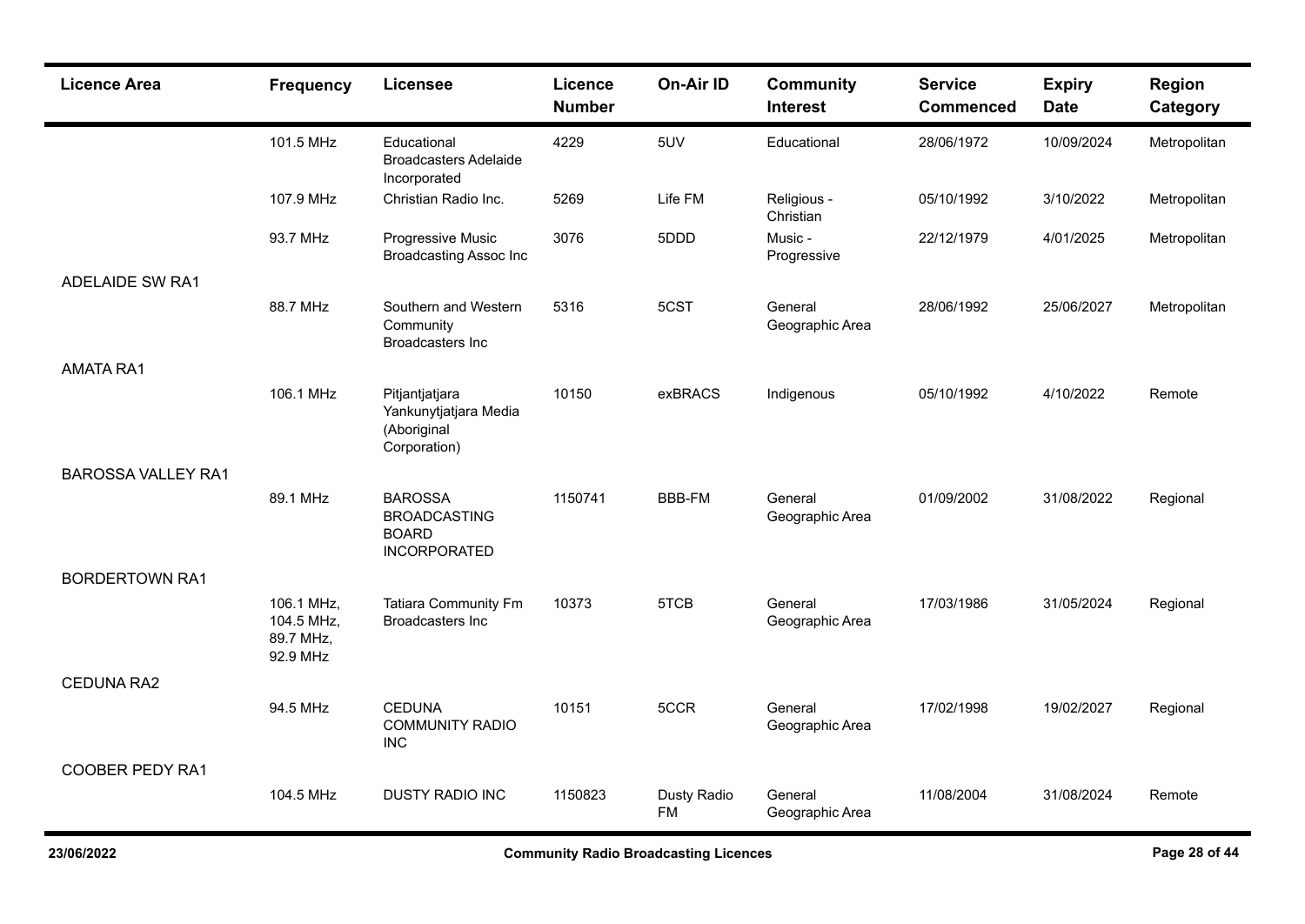| Licence Area | Frequency | Licensee | Licence Number | On-Air ID | Community Interest | Service Commenced | Expiry Date | Region Category |
|---|---|---|---|---|---|---|---|---|
| | 101.5 MHz | Educational Broadcasters Adelaide Incorporated | 4229 | 5UV | Educational | 28/06/1972 | 10/09/2024 | Metropolitan |
| | 107.9 MHz | Christian Radio Inc. | 5269 | Life FM | Religious - Christian | 05/10/1992 | 3/10/2022 | Metropolitan |
| | 93.7 MHz | Progressive Music Broadcasting Assoc Inc | 3076 | 5DDD | Music - Progressive | 22/12/1979 | 4/01/2025 | Metropolitan |
| ADELAIDE SW RA1 | | | | | | | | |
| | 88.7 MHz | Southern and Western Community Broadcasters Inc | 5316 | 5CST | General Geographic Area | 28/06/1992 | 25/06/2027 | Metropolitan |
| AMATA RA1 | | | | | | | | |
| | 106.1 MHz | Pitjantjatjara Yankunytjatjara Media (Aboriginal Corporation) | 10150 | exBRACS | Indigenous | 05/10/1992 | 4/10/2022 | Remote |
| BAROSSA VALLEY RA1 | | | | | | | | |
| | 89.1 MHz | BAROSSA BROADCASTING BOARD INCORPORATED | 1150741 | BBB-FM | General Geographic Area | 01/09/2002 | 31/08/2022 | Regional |
| BORDERTOWN RA1 | | | | | | | | |
| | 106.1 MHz, 104.5 MHz, 89.7 MHz, 92.9 MHz | Tatiara Community Fm Broadcasters Inc | 10373 | 5TCB | General Geographic Area | 17/03/1986 | 31/05/2024 | Regional |
| CEDUNA RA2 | | | | | | | | |
| | 94.5 MHz | CEDUNA COMMUNITY RADIO INC | 10151 | 5CCR | General Geographic Area | 17/02/1998 | 19/02/2027 | Regional |
| COOBER PEDY RA1 | | | | | | | | |
| | 104.5 MHz | DUSTY RADIO INC | 1150823 | Dusty Radio FM | General Geographic Area | 11/08/2004 | 31/08/2024 | Remote |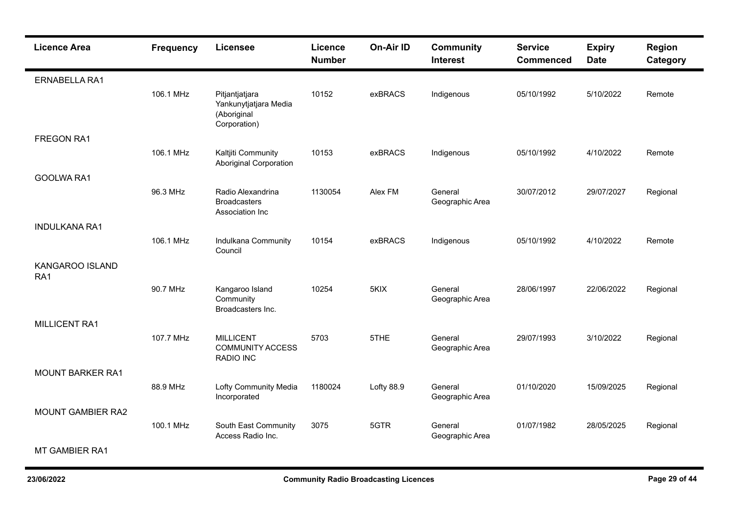| Licence Area | Frequency | Licensee | Licence Number | On-Air ID | Community Interest | Service Commenced | Expiry Date | Region Category |
|---|---|---|---|---|---|---|---|---|
| ERNABELLA RA1 | | | | | | | | |
| | 106.1 MHz | Pitjantjatjara Yankunytjatjara Media (Aboriginal Corporation) | 10152 | exBRACS | Indigenous | 05/10/1992 | 5/10/2022 | Remote |
| FREGON RA1 | | | | | | | | |
| | 106.1 MHz | Kaltjiti Community Aboriginal Corporation | 10153 | exBRACS | Indigenous | 05/10/1992 | 4/10/2022 | Remote |
| GOOLWA RA1 | | | | | | | | |
| | 96.3 MHz | Radio Alexandrina Broadcasters Association Inc | 1130054 | Alex FM | General Geographic Area | 30/07/2012 | 29/07/2027 | Regional |
| INDULKANA RA1 | | | | | | | | |
| | 106.1 MHz | Indulkana Community Council | 10154 | exBRACS | Indigenous | 05/10/1992 | 4/10/2022 | Remote |
| KANGAROO ISLAND RA1 | | | | | | | | |
| | 90.7 MHz | Kangaroo Island Community Broadcasters Inc. | 10254 | 5KIX | General Geographic Area | 28/06/1997 | 22/06/2022 | Regional |
| MILLICENT RA1 | | | | | | | | |
| | 107.7 MHz | MILLICENT COMMUNITY ACCESS RADIO INC | 5703 | 5THE | General Geographic Area | 29/07/1993 | 3/10/2022 | Regional |
| MOUNT BARKER RA1 | | | | | | | | |
| | 88.9 MHz | Lofty Community Media Incorporated | 1180024 | Lofty 88.9 | General Geographic Area | 01/10/2020 | 15/09/2025 | Regional |
| MOUNT GAMBIER RA2 | | | | | | | | |
| | 100.1 MHz | South East Community Access Radio Inc. | 3075 | 5GTR | General Geographic Area | 01/07/1982 | 28/05/2025 | Regional |
| MT GAMBIER RA1 | | | | | | | | |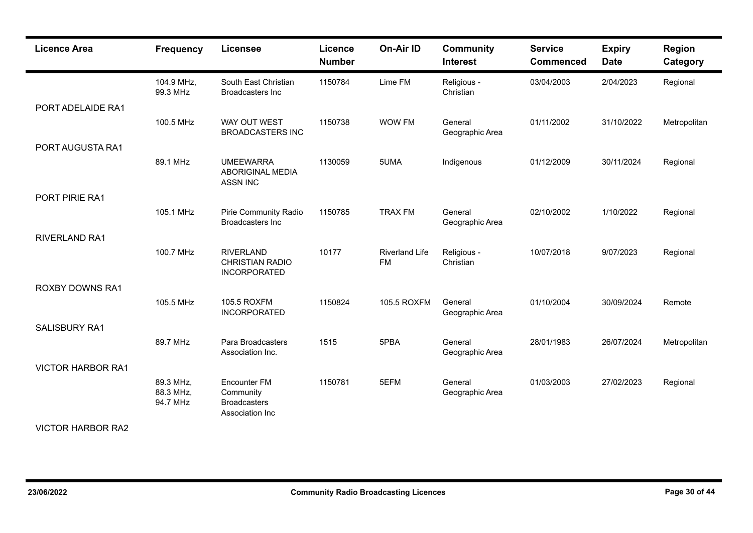| Licence Area | Frequency | Licensee | Licence Number | On-Air ID | Community Interest | Service Commenced | Expiry Date | Region Category |
|---|---|---|---|---|---|---|---|---|
| | 104.9 MHz, 99.3 MHz | South East Christian Broadcasters Inc | 1150784 | Lime FM | Religious - Christian | 03/04/2003 | 2/04/2023 | Regional |
| PORT ADELAIDE RA1 | | | | | | | | |
| | 100.5 MHz | WAY OUT WEST BROADCASTERS INC | 1150738 | WOW FM | General Geographic Area | 01/11/2002 | 31/10/2022 | Metropolitan |
| PORT AUGUSTA RA1 | | | | | | | | |
| | 89.1 MHz | UMEEWARRA ABORIGINAL MEDIA ASSN INC | 1130059 | 5UMA | Indigenous | 01/12/2009 | 30/11/2024 | Regional |
| PORT PIRIE RA1 | | | | | | | | |
| | 105.1 MHz | Pirie Community Radio Broadcasters Inc | 1150785 | TRAX FM | General Geographic Area | 02/10/2002 | 1/10/2022 | Regional |
| RIVERLAND RA1 | | | | | | | | |
| | 100.7 MHz | RIVERLAND CHRISTIAN RADIO INCORPORATED | 10177 | Riverland Life FM | Religious - Christian | 10/07/2018 | 9/07/2023 | Regional |
| ROXBY DOWNS RA1 | | | | | | | | |
| | 105.5 MHz | 105.5 ROXFM INCORPORATED | 1150824 | 105.5 ROXFM | General Geographic Area | 01/10/2004 | 30/09/2024 | Remote |
| SALISBURY RA1 | | | | | | | | |
| | 89.7 MHz | Para Broadcasters Association Inc. | 1515 | 5PBA | General Geographic Area | 28/01/1983 | 26/07/2024 | Metropolitan |
| VICTOR HARBOR RA1 | | | | | | | | |
| | 89.3 MHz, 88.3 MHz, 94.7 MHz | Encounter FM Community Broadcasters Association Inc | 1150781 | 5EFM | General Geographic Area | 01/03/2003 | 27/02/2023 | Regional |
| VICTOR HARBOR RA2 | | | | | | | | |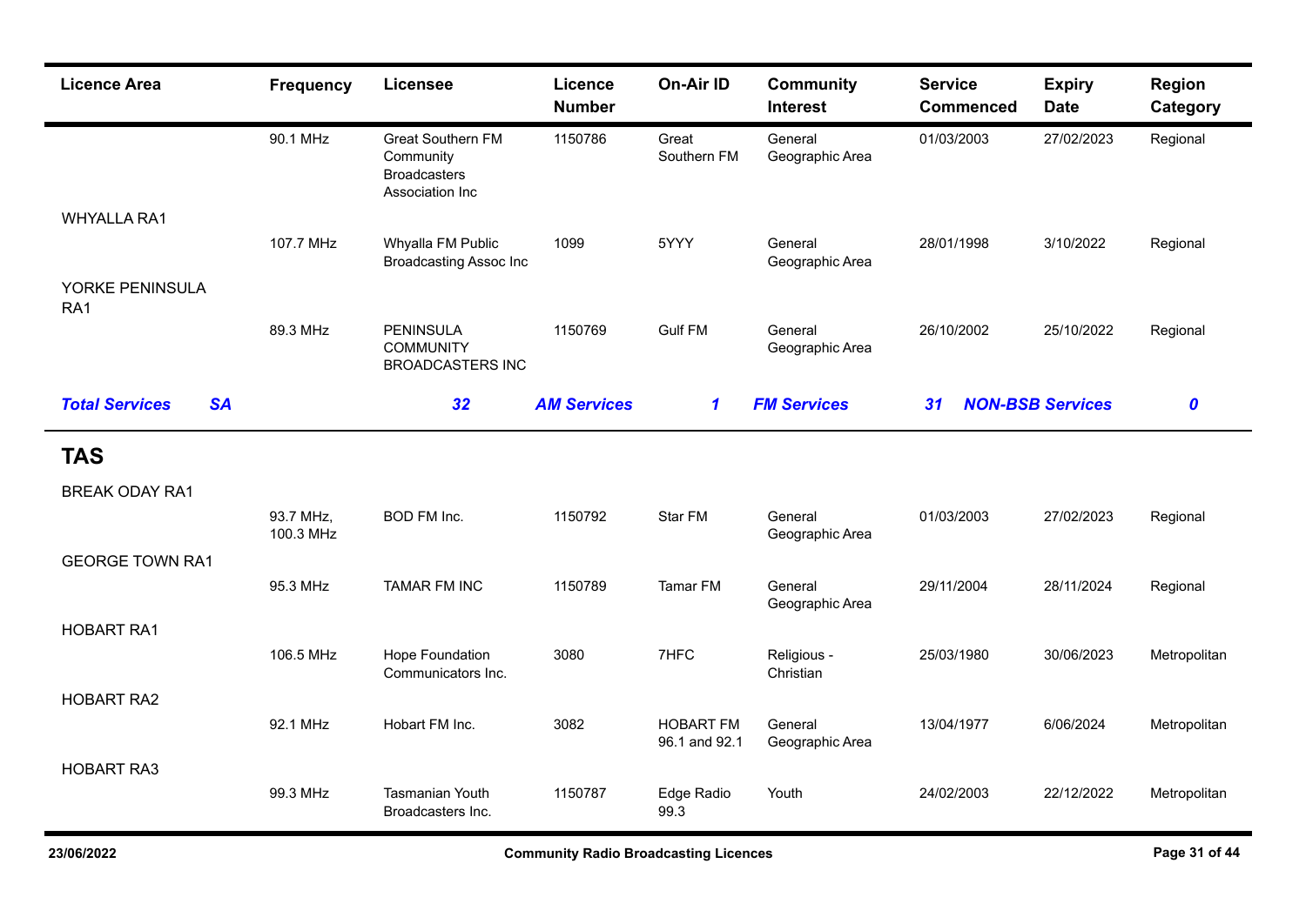| Licence Area | Frequency | Licensee | Licence Number | On-Air ID | Community Interest | Service Commenced | Expiry Date | Region Category |
|---|---|---|---|---|---|---|---|---|
| | 90.1 MHz | Great Southern FM Community Broadcasters Association Inc | 1150786 | Great Southern FM | General Geographic Area | 01/03/2003 | 27/02/2023 | Regional |
| WHYALLA RA1 | | | | | | | | |
| | 107.7 MHz | Whyalla FM Public Broadcasting Assoc Inc | 1099 | 5YYY | General Geographic Area | 28/01/1998 | 3/10/2022 | Regional |
| YORKE PENINSULA RA1 | | | | | | | | |
| | 89.3 MHz | PENINSULA COMMUNITY BROADCASTERS INC | 1150769 | Gulf FM | General Geographic Area | 26/10/2002 | 25/10/2022 | Regional |

***Total Services SA*** ***32*** ***AM Services*** ***1*** ***FM Services*** ***31*** ***NON-BSB Services*** ***0***

## TAS

| Licence Area | Frequency | Licensee | Licence Number | On-Air ID | Community Interest | Service Commenced | Expiry Date | Region Category |
|---|---|---|---|---|---|---|---|---|
| BREAK ODAY RA1 | | | | | | | | |
| | 93.7 MHz, 100.3 MHz | BOD FM Inc. | 1150792 | Star FM | General Geographic Area | 01/03/2003 | 27/02/2023 | Regional |
| GEORGE TOWN RA1 | | | | | | | | |
| | 95.3 MHz | TAMAR FM INC | 1150789 | Tamar FM | General Geographic Area | 29/11/2004 | 28/11/2024 | Regional |
| HOBART RA1 | | | | | | | | |
| | 106.5 MHz | Hope Foundation Communicators Inc. | 3080 | 7HFC | Religious - Christian | 25/03/1980 | 30/06/2023 | Metropolitan |
| HOBART RA2 | | | | | | | | |
| | 92.1 MHz | Hobart FM Inc. | 3082 | HOBART FM 96.1 and 92.1 | General Geographic Area | 13/04/1977 | 6/06/2024 | Metropolitan |
| HOBART RA3 | | | | | | | | |
| | 99.3 MHz | Tasmanian Youth Broadcasters Inc. | 1150787 | Edge Radio 99.3 | Youth | 24/02/2003 | 22/12/2022 | Metropolitan |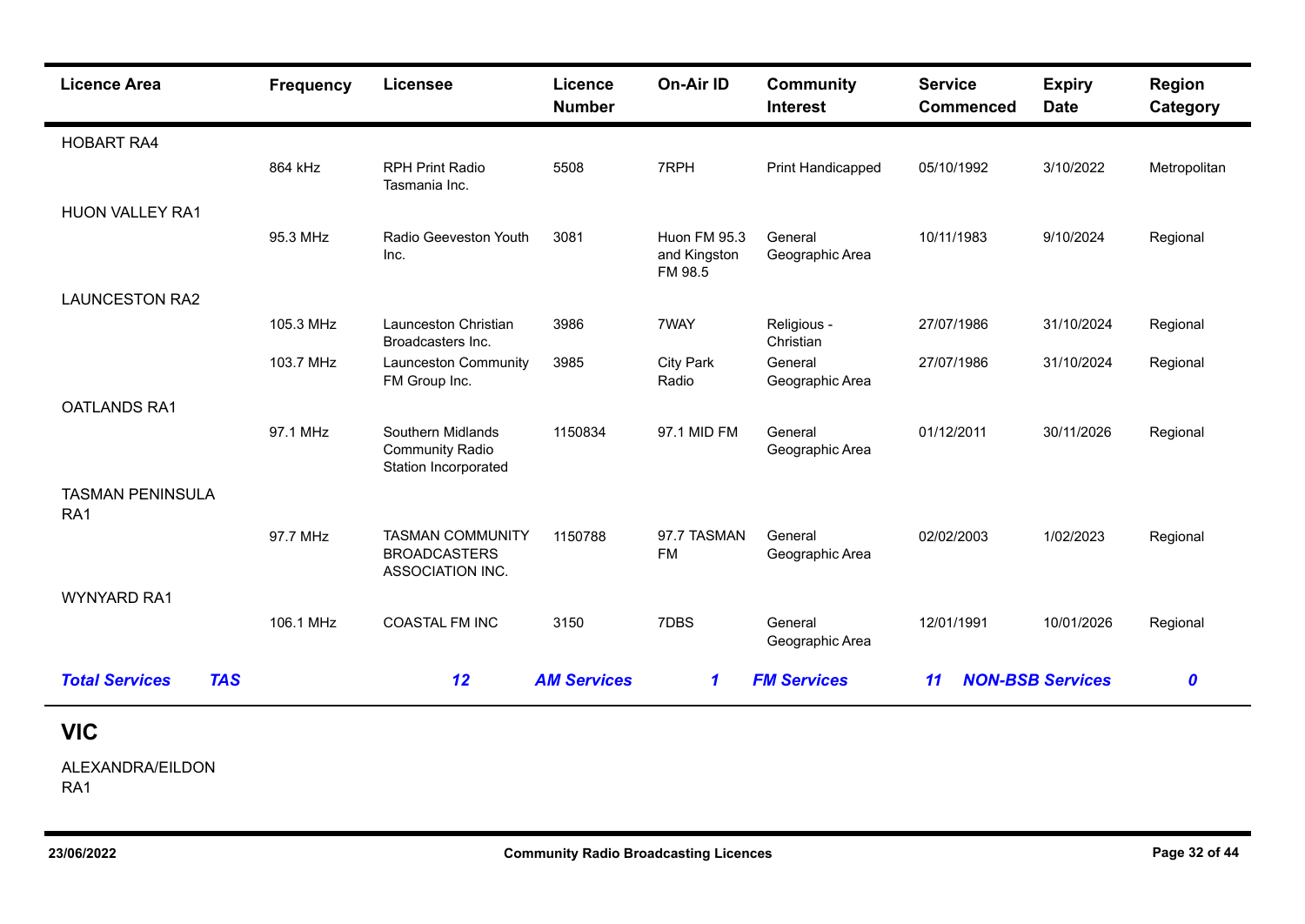| Licence Area | Frequency | Licensee | Licence Number | On-Air ID | Community Interest | Service Commenced | Expiry Date | Region Category |
|---|---|---|---|---|---|---|---|---|
| HOBART RA4 | | | | | | | | |
| | 864 kHz | RPH Print Radio Tasmania Inc. | 5508 | 7RPH | Print Handicapped | 05/10/1992 | 3/10/2022 | Metropolitan |
| HUON VALLEY RA1 | | | | | | | | |
| | 95.3 MHz | Radio Geeveston Youth Inc. | 3081 | Huon FM 95.3 and Kingston FM 98.5 | General Geographic Area | 10/11/1983 | 9/10/2024 | Regional |
| LAUNCESTON RA2 | | | | | | | | |
| | 105.3 MHz | Launceston Christian Broadcasters Inc. | 3986 | 7WAY | Religious - Christian | 27/07/1986 | 31/10/2024 | Regional |
| | 103.7 MHz | Launceston Community FM Group Inc. | 3985 | City Park Radio | General Geographic Area | 27/07/1986 | 31/10/2024 | Regional |
| OATLANDS RA1 | | | | | | | | |
| | 97.1 MHz | Southern Midlands Community Radio Station Incorporated | 1150834 | 97.1 MID FM | General Geographic Area | 01/12/2011 | 30/11/2026 | Regional |
| TASMAN PENINSULA RA1 | | | | | | | | |
| | 97.7 MHz | TASMAN COMMUNITY BROADCASTERS ASSOCIATION INC. | 1150788 | 97.7 TASMAN FM | General Geographic Area | 02/02/2003 | 1/02/2023 | Regional |
| WYNYARD RA1 | | | | | | | | |
| | 106.1 MHz | COASTAL FM INC | 3150 | 7DBS | General Geographic Area | 12/01/1991 | 10/01/2026 | Regional |

***Total Services TAS 12 | AM Services 1 | FM Services 11 | NON-BSB Services 0***

## VIC

ALEXANDRA/EILDON RA1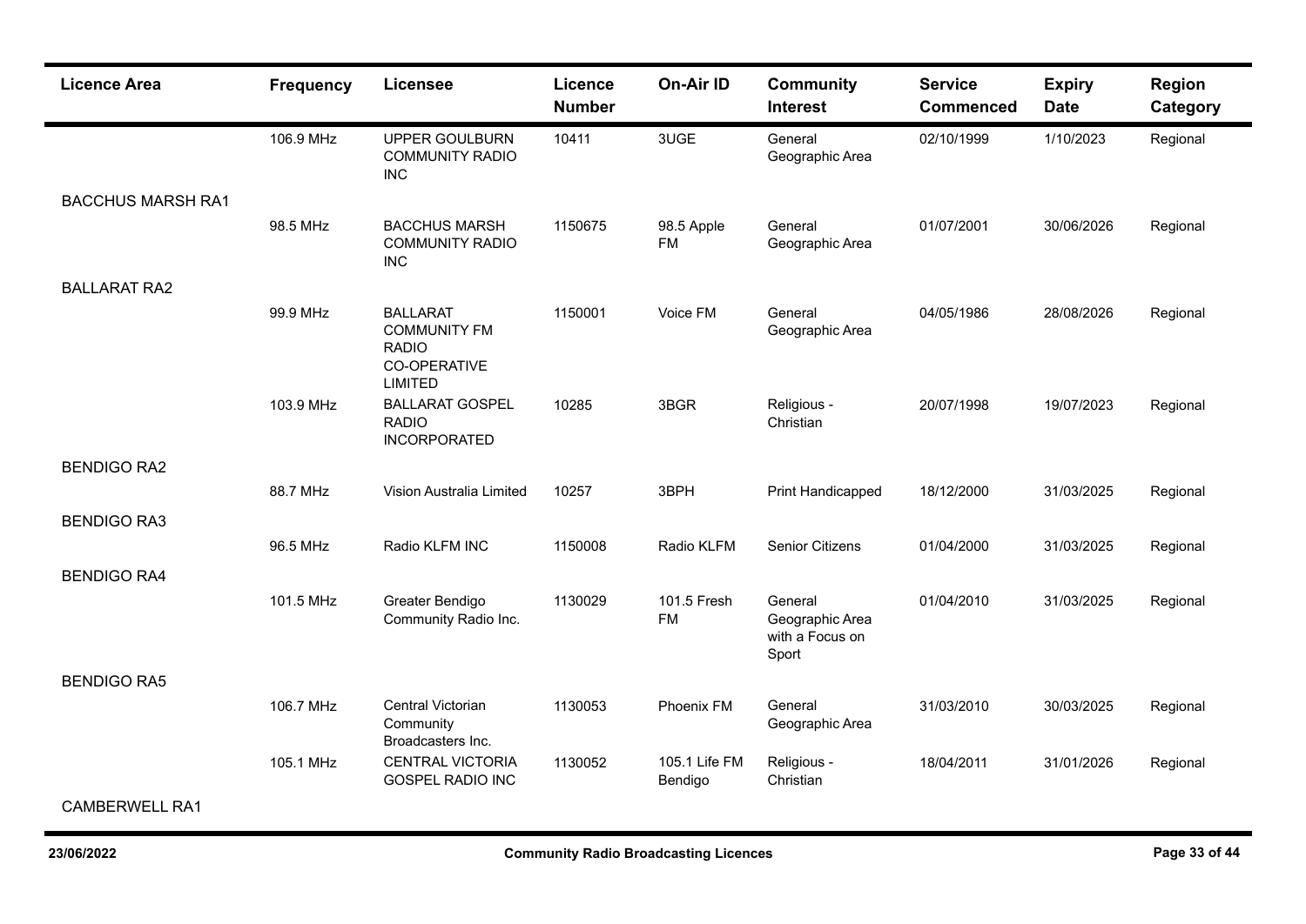| Licence Area | Frequency | Licensee | Licence Number | On-Air ID | Community Interest | Service Commenced | Expiry Date | Region Category |
|---|---|---|---|---|---|---|---|---|
| | 106.9 MHz | UPPER GOULBURN COMMUNITY RADIO INC | 10411 | 3UGE | General Geographic Area | 02/10/1999 | 1/10/2023 | Regional |
| BACCHUS MARSH RA1 | | | | | | | | |
| | 98.5 MHz | BACCHUS MARSH COMMUNITY RADIO INC | 1150675 | 98.5 Apple FM | General Geographic Area | 01/07/2001 | 30/06/2026 | Regional |
| BALLARAT RA2 | | | | | | | | |
| | 99.9 MHz | BALLARAT COMMUNITY FM RADIO CO-OPERATIVE LIMITED | 1150001 | Voice FM | General Geographic Area | 04/05/1986 | 28/08/2026 | Regional |
| | 103.9 MHz | BALLARAT GOSPEL RADIO INCORPORATED | 10285 | 3BGR | Religious - Christian | 20/07/1998 | 19/07/2023 | Regional |
| BENDIGO RA2 | | | | | | | | |
| | 88.7 MHz | Vision Australia Limited | 10257 | 3BPH | Print Handicapped | 18/12/2000 | 31/03/2025 | Regional |
| BENDIGO RA3 | | | | | | | | |
| | 96.5 MHz | Radio KLFM INC | 1150008 | Radio KLFM | Senior Citizens | 01/04/2000 | 31/03/2025 | Regional |
| BENDIGO RA4 | | | | | | | | |
| | 101.5 MHz | Greater Bendigo Community Radio Inc. | 1130029 | 101.5 Fresh FM | General Geographic Area with a Focus on Sport | 01/04/2010 | 31/03/2025 | Regional |
| BENDIGO RA5 | | | | | | | | |
| | 106.7 MHz | Central Victorian Community Broadcasters Inc. | 1130053 | Phoenix FM | General Geographic Area | 31/03/2010 | 30/03/2025 | Regional |
| | 105.1 MHz | CENTRAL VICTORIA GOSPEL RADIO INC | 1130052 | 105.1 Life FM Bendigo | Religious - Christian | 18/04/2011 | 31/01/2026 | Regional |
| CAMBERWELL RA1 | | | | | | | | |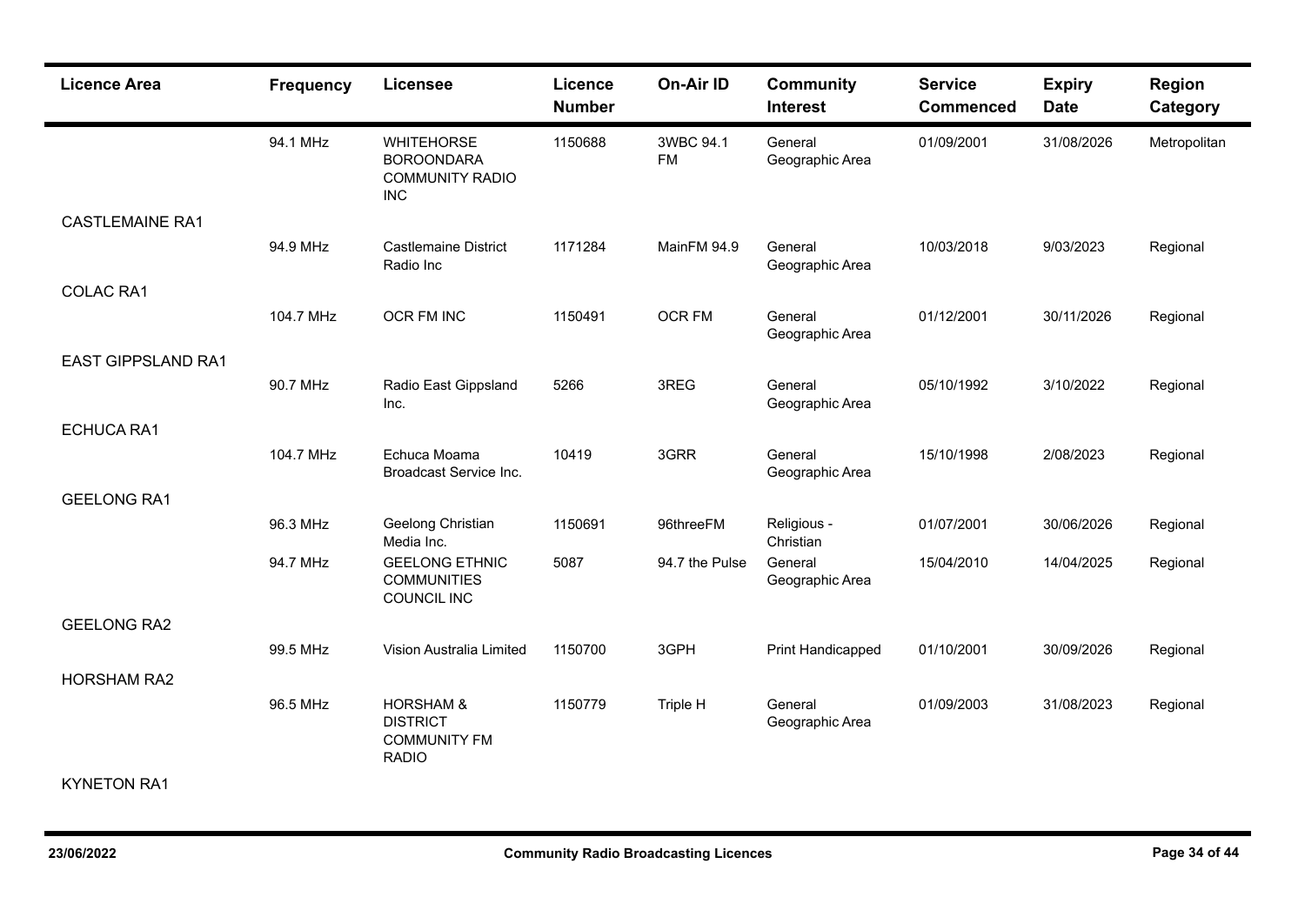| Licence Area | Frequency | Licensee | Licence Number | On-Air ID | Community Interest | Service Commenced | Expiry Date | Region Category |
|---|---|---|---|---|---|---|---|---|
| | 94.1 MHz | WHITEHORSE BOROONDARA COMMUNITY RADIO INC | 1150688 | 3WBC 94.1 FM | General Geographic Area | 01/09/2001 | 31/08/2026 | Metropolitan |
| CASTLEMAINE RA1 | | | | | | | | |
| | 94.9 MHz | Castlemaine District Radio Inc | 1171284 | MainFM 94.9 | General Geographic Area | 10/03/2018 | 9/03/2023 | Regional |
| COLAC RA1 | | | | | | | | |
| | 104.7 MHz | OCR FM INC | 1150491 | OCR FM | General Geographic Area | 01/12/2001 | 30/11/2026 | Regional |
| EAST GIPPSLAND RA1 | | | | | | | | |
| | 90.7 MHz | Radio East Gippsland Inc. | 5266 | 3REG | General Geographic Area | 05/10/1992 | 3/10/2022 | Regional |
| ECHUCA RA1 | | | | | | | | |
| | 104.7 MHz | Echuca Moama Broadcast Service Inc. | 10419 | 3GRR | General Geographic Area | 15/10/1998 | 2/08/2023 | Regional |
| GEELONG RA1 | | | | | | | | |
| | 96.3 MHz | Geelong Christian Media Inc. | 1150691 | 96threeFM | Religious - Christian | 01/07/2001 | 30/06/2026 | Regional |
| | 94.7 MHz | GEELONG ETHNIC COMMUNITIES COUNCIL INC | 5087 | 94.7 the Pulse | General Geographic Area | 15/04/2010 | 14/04/2025 | Regional |
| GEELONG RA2 | | | | | | | | |
| | 99.5 MHz | Vision Australia Limited | 1150700 | 3GPH | Print Handicapped | 01/10/2001 | 30/09/2026 | Regional |
| HORSHAM RA2 | | | | | | | | |
| | 96.5 MHz | HORSHAM & DISTRICT COMMUNITY FM RADIO | 1150779 | Triple H | General Geographic Area | 01/09/2003 | 31/08/2023 | Regional |
| KYNETON RA1 | | | | | | | | |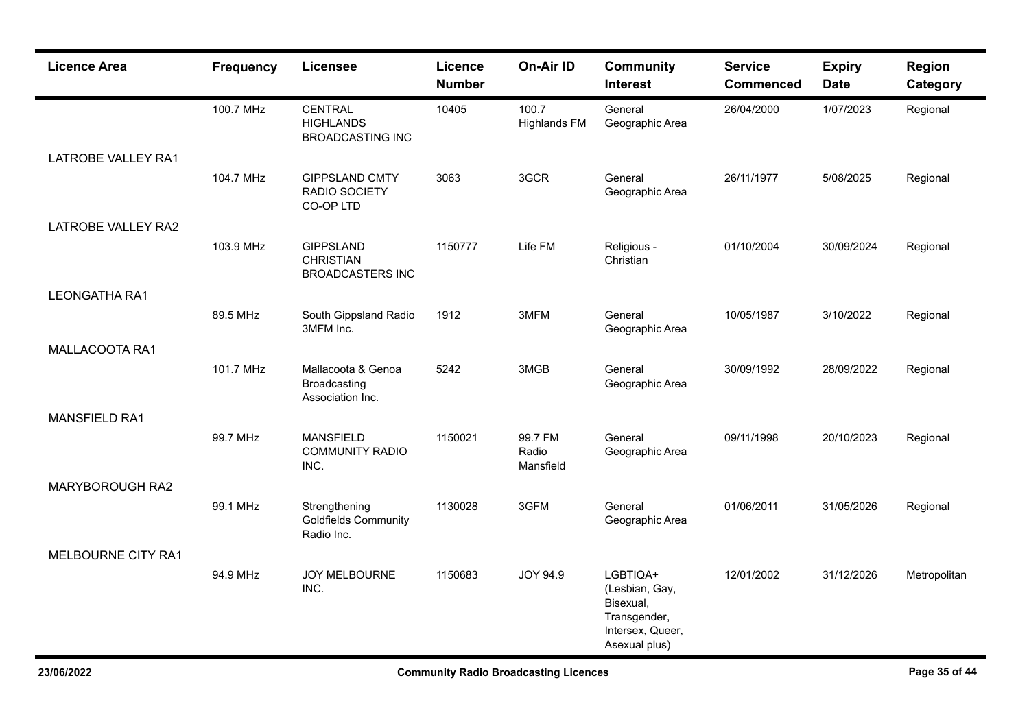| Licence Area | Frequency | Licensee | Licence Number | On-Air ID | Community Interest | Service Commenced | Expiry Date | Region Category |
|---|---|---|---|---|---|---|---|---|
| | 100.7 MHz | CENTRAL HIGHLANDS BROADCASTING INC | 10405 | 100.7 Highlands FM | General Geographic Area | 26/04/2000 | 1/07/2023 | Regional |
| LATROBE VALLEY RA1 | | | | | | | | |
| | 104.7 MHz | GIPPSLAND CMTY RADIO SOCIETY CO-OP LTD | 3063 | 3GCR | General Geographic Area | 26/11/1977 | 5/08/2025 | Regional |
| LATROBE VALLEY RA2 | | | | | | | | |
| | 103.9 MHz | GIPPSLAND CHRISTIAN BROADCASTERS INC | 1150777 | Life FM | Religious - Christian | 01/10/2004 | 30/09/2024 | Regional |
| LEONGATHA RA1 | | | | | | | | |
| | 89.5 MHz | South Gippsland Radio 3MFM Inc. | 1912 | 3MFM | General Geographic Area | 10/05/1987 | 3/10/2022 | Regional |
| MALLACOOTA RA1 | | | | | | | | |
| | 101.7 MHz | Mallacoota & Genoa Broadcasting Association Inc. | 5242 | 3MGB | General Geographic Area | 30/09/1992 | 28/09/2022 | Regional |
| MANSFIELD RA1 | | | | | | | | |
| | 99.7 MHz | MANSFIELD COMMUNITY RADIO INC. | 1150021 | 99.7 FM Radio Mansfield | General Geographic Area | 09/11/1998 | 20/10/2023 | Regional |
| MARYBOROUGH RA2 | | | | | | | | |
| | 99.1 MHz | Strengthening Goldfields Community Radio Inc. | 1130028 | 3GFM | General Geographic Area | 01/06/2011 | 31/05/2026 | Regional |
| MELBOURNE CITY RA1 | | | | | | | | |
| | 94.9 MHz | JOY MELBOURNE INC. | 1150683 | JOY 94.9 | LGBTIQA+ (Lesbian, Gay, Bisexual, Transgender, Intersex, Queer, Asexual plus) | 12/01/2002 | 31/12/2026 | Metropolitan |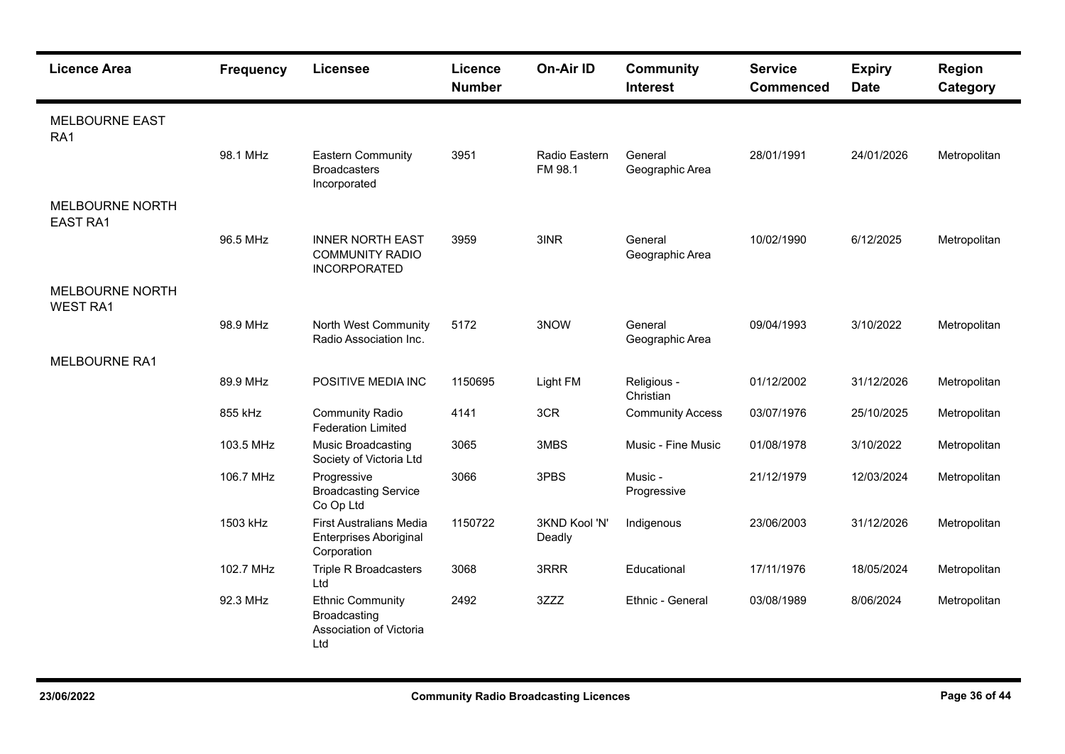| Licence Area | Frequency | Licensee | Licence Number | On-Air ID | Community Interest | Service Commenced | Expiry Date | Region Category |
|---|---|---|---|---|---|---|---|---|
| MELBOURNE EAST RA1 | | | | | | | | |
| | 98.1 MHz | Eastern Community Broadcasters Incorporated | 3951 | Radio Eastern FM 98.1 | General Geographic Area | 28/01/1991 | 24/01/2026 | Metropolitan |
| MELBOURNE NORTH EAST RA1 | | | | | | | | |
| | 96.5 MHz | INNER NORTH EAST COMMUNITY RADIO INCORPORATED | 3959 | 3INR | General Geographic Area | 10/02/1990 | 6/12/2025 | Metropolitan |
| MELBOURNE NORTH WEST RA1 | | | | | | | | |
| | 98.9 MHz | North West Community Radio Association Inc. | 5172 | 3NOW | General Geographic Area | 09/04/1993 | 3/10/2022 | Metropolitan |
| MELBOURNE RA1 | | | | | | | | |
| | 89.9 MHz | POSITIVE MEDIA INC | 1150695 | Light FM | Religious - Christian | 01/12/2002 | 31/12/2026 | Metropolitan |
| | 855 kHz | Community Radio Federation Limited | 4141 | 3CR | Community Access | 03/07/1976 | 25/10/2025 | Metropolitan |
| | 103.5 MHz | Music Broadcasting Society of Victoria Ltd | 3065 | 3MBS | Music - Fine Music | 01/08/1978 | 3/10/2022 | Metropolitan |
| | 106.7 MHz | Progressive Broadcasting Service Co Op Ltd | 3066 | 3PBS | Music - Progressive | 21/12/1979 | 12/03/2024 | Metropolitan |
| | 1503 kHz | First Australians Media Enterprises Aboriginal Corporation | 1150722 | 3KND Kool 'N' Deadly | Indigenous | 23/06/2003 | 31/12/2026 | Metropolitan |
| | 102.7 MHz | Triple R Broadcasters Ltd | 3068 | 3RRR | Educational | 17/11/1976 | 18/05/2024 | Metropolitan |
| | 92.3 MHz | Ethnic Community Broadcasting Association of Victoria Ltd | 2492 | 3ZZZ | Ethnic - General | 03/08/1989 | 8/06/2024 | Metropolitan |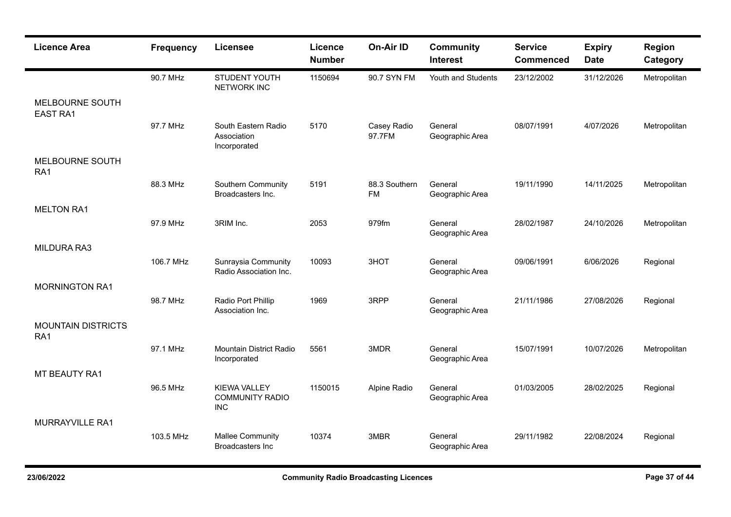| Licence Area | Frequency | Licensee | Licence Number | On-Air ID | Community Interest | Service Commenced | Expiry Date | Region Category |
| --- | --- | --- | --- | --- | --- | --- | --- | --- |
| | 90.7 MHz | STUDENT YOUTH NETWORK INC | 1150694 | 90.7 SYN FM | Youth and Students | 23/12/2002 | 31/12/2026 | Metropolitan |
| MELBOURNE SOUTH EAST RA1 | | | | | | | | |
| | 97.7 MHz | South Eastern Radio Association Incorporated | 5170 | Casey Radio 97.7FM | General Geographic Area | 08/07/1991 | 4/07/2026 | Metropolitan |
| MELBOURNE SOUTH RA1 | | | | | | | | |
| | 88.3 MHz | Southern Community Broadcasters Inc. | 5191 | 88.3 Southern FM | General Geographic Area | 19/11/1990 | 14/11/2025 | Metropolitan |
| MELTON RA1 | | | | | | | | |
| | 97.9 MHz | 3RIM Inc. | 2053 | 979fm | General Geographic Area | 28/02/1987 | 24/10/2026 | Metropolitan |
| MILDURA RA3 | | | | | | | | |
| | 106.7 MHz | Sunraysia Community Radio Association Inc. | 10093 | 3HOT | General Geographic Area | 09/06/1991 | 6/06/2026 | Regional |
| MORNINGTON RA1 | | | | | | | | |
| | 98.7 MHz | Radio Port Phillip Association Inc. | 1969 | 3RPP | General Geographic Area | 21/11/1986 | 27/08/2026 | Regional |
| MOUNTAIN DISTRICTS RA1 | | | | | | | | |
| | 97.1 MHz | Mountain District Radio Incorporated | 5561 | 3MDR | General Geographic Area | 15/07/1991 | 10/07/2026 | Metropolitan |
| MT BEAUTY RA1 | | | | | | | | |
| | 96.5 MHz | KIEWA VALLEY COMMUNITY RADIO INC | 1150015 | Alpine Radio | General Geographic Area | 01/03/2005 | 28/02/2025 | Regional |
| MURRAYVILLE RA1 | | | | | | | | |
| | 103.5 MHz | Mallee Community Broadcasters Inc | 10374 | 3MBR | General Geographic Area | 29/11/1982 | 22/08/2024 | Regional |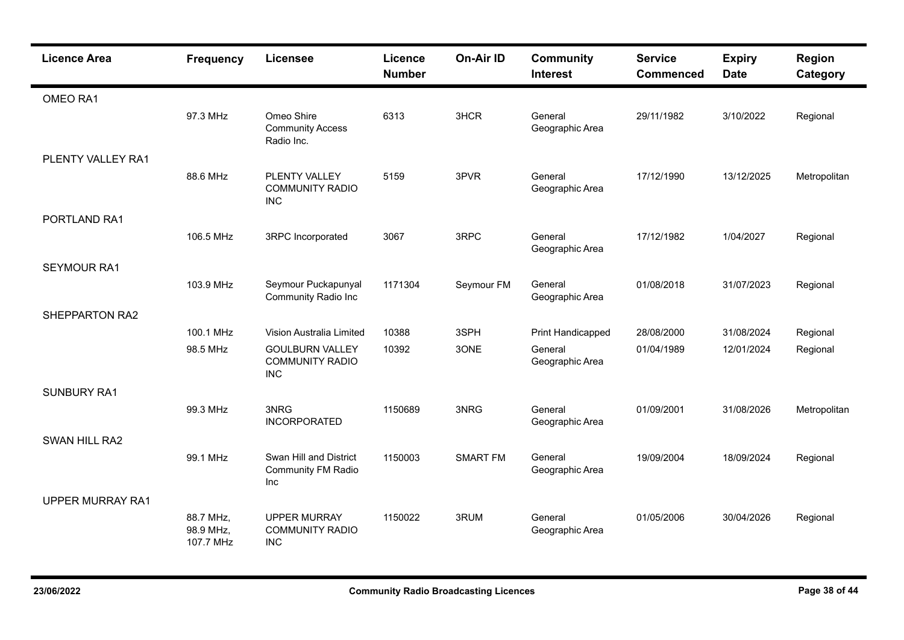| Licence Area | Frequency | Licensee | Licence Number | On-Air ID | Community Interest | Service Commenced | Expiry Date | Region Category |
|---|---|---|---|---|---|---|---|---|
| OMEO RA1 | | | | | | | | |
| | 97.3 MHz | Omeo Shire Community Access Radio Inc. | 6313 | 3HCR | General Geographic Area | 29/11/1982 | 3/10/2022 | Regional |
| PLENTY VALLEY RA1 | | | | | | | | |
| | 88.6 MHz | PLENTY VALLEY COMMUNITY RADIO INC | 5159 | 3PVR | General Geographic Area | 17/12/1990 | 13/12/2025 | Metropolitan |
| PORTLAND RA1 | | | | | | | | |
| | 106.5 MHz | 3RPC Incorporated | 3067 | 3RPC | General Geographic Area | 17/12/1982 | 1/04/2027 | Regional |
| SEYMOUR RA1 | | | | | | | | |
| | 103.9 MHz | Seymour Puckapunyal Community Radio Inc | 1171304 | Seymour FM | General Geographic Area | 01/08/2018 | 31/07/2023 | Regional |
| SHEPPARTON RA2 | | | | | | | | |
| | 100.1 MHz | Vision Australia Limited | 10388 | 3SPH | Print Handicapped | 28/08/2000 | 31/08/2024 | Regional |
| | 98.5 MHz | GOULBURN VALLEY COMMUNITY RADIO INC | 10392 | 3ONE | General Geographic Area | 01/04/1989 | 12/01/2024 | Regional |
| SUNBURY RA1 | | | | | | | | |
| | 99.3 MHz | 3NRG INCORPORATED | 1150689 | 3NRG | General Geographic Area | 01/09/2001 | 31/08/2026 | Metropolitan |
| SWAN HILL RA2 | | | | | | | | |
| | 99.1 MHz | Swan Hill and District Community FM Radio Inc | 1150003 | SMART FM | General Geographic Area | 19/09/2004 | 18/09/2024 | Regional |
| UPPER MURRAY RA1 | | | | | | | | |
| | 88.7 MHz, 98.9 MHz, 107.7 MHz | UPPER MURRAY COMMUNITY RADIO INC | 1150022 | 3RUM | General Geographic Area | 01/05/2006 | 30/04/2026 | Regional |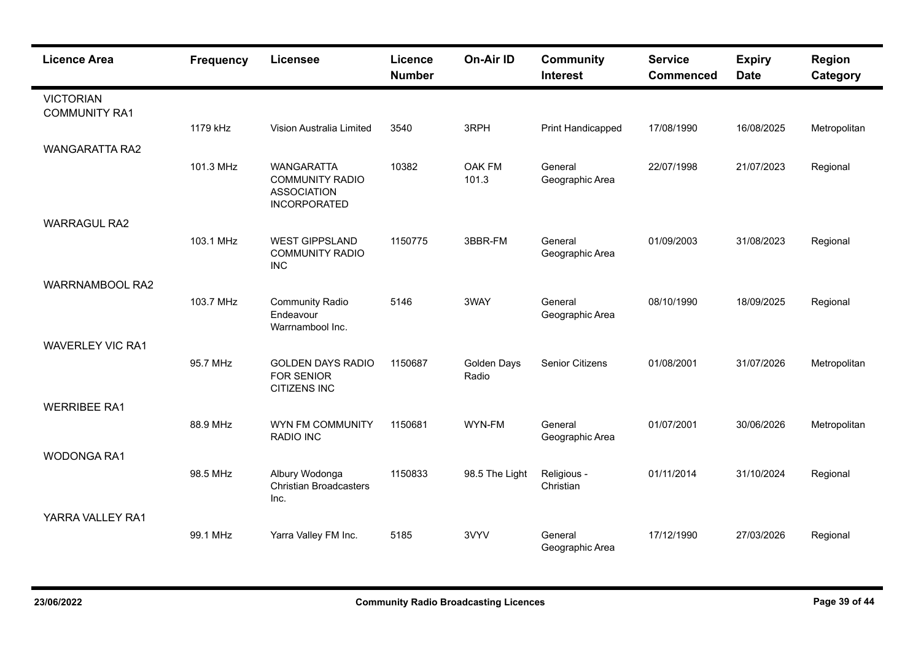| Licence Area | Frequency | Licensee | Licence Number | On-Air ID | Community Interest | Service Commenced | Expiry Date | Region Category |
|---|---|---|---|---|---|---|---|---|
| VICTORIAN COMMUNITY RA1 | | | | | | | | |
| | 1179 kHz | Vision Australia Limited | 3540 | 3RPH | Print Handicapped | 17/08/1990 | 16/08/2025 | Metropolitan |
| WANGARATTA RA2 | | | | | | | | |
| | 101.3 MHz | WANGARATTA COMMUNITY RADIO ASSOCIATION INCORPORATED | 10382 | OAK FM 101.3 | General Geographic Area | 22/07/1998 | 21/07/2023 | Regional |
| WARRAGUL RA2 | | | | | | | | |
| | 103.1 MHz | WEST GIPPSLAND COMMUNITY RADIO INC | 1150775 | 3BBR-FM | General Geographic Area | 01/09/2003 | 31/08/2023 | Regional |
| WARRNAMBOOL RA2 | | | | | | | | |
| | 103.7 MHz | Community Radio Endeavour Warrnambool Inc. | 5146 | 3WAY | General Geographic Area | 08/10/1990 | 18/09/2025 | Regional |
| WAVERLEY VIC RA1 | | | | | | | | |
| | 95.7 MHz | GOLDEN DAYS RADIO FOR SENIOR CITIZENS INC | 1150687 | Golden Days Radio | Senior Citizens | 01/08/2001 | 31/07/2026 | Metropolitan |
| WERRIBEE RA1 | | | | | | | | |
| | 88.9 MHz | WYN FM COMMUNITY RADIO INC | 1150681 | WYN-FM | General Geographic Area | 01/07/2001 | 30/06/2026 | Metropolitan |
| WODONGA RA1 | | | | | | | | |
| | 98.5 MHz | Albury Wodonga Christian Broadcasters Inc. | 1150833 | 98.5 The Light | Religious - Christian | 01/11/2014 | 31/10/2024 | Regional |
| YARRA VALLEY RA1 | | | | | | | | |
| | 99.1 MHz | Yarra Valley FM Inc. | 5185 | 3VYV | General Geographic Area | 17/12/1990 | 27/03/2026 | Regional |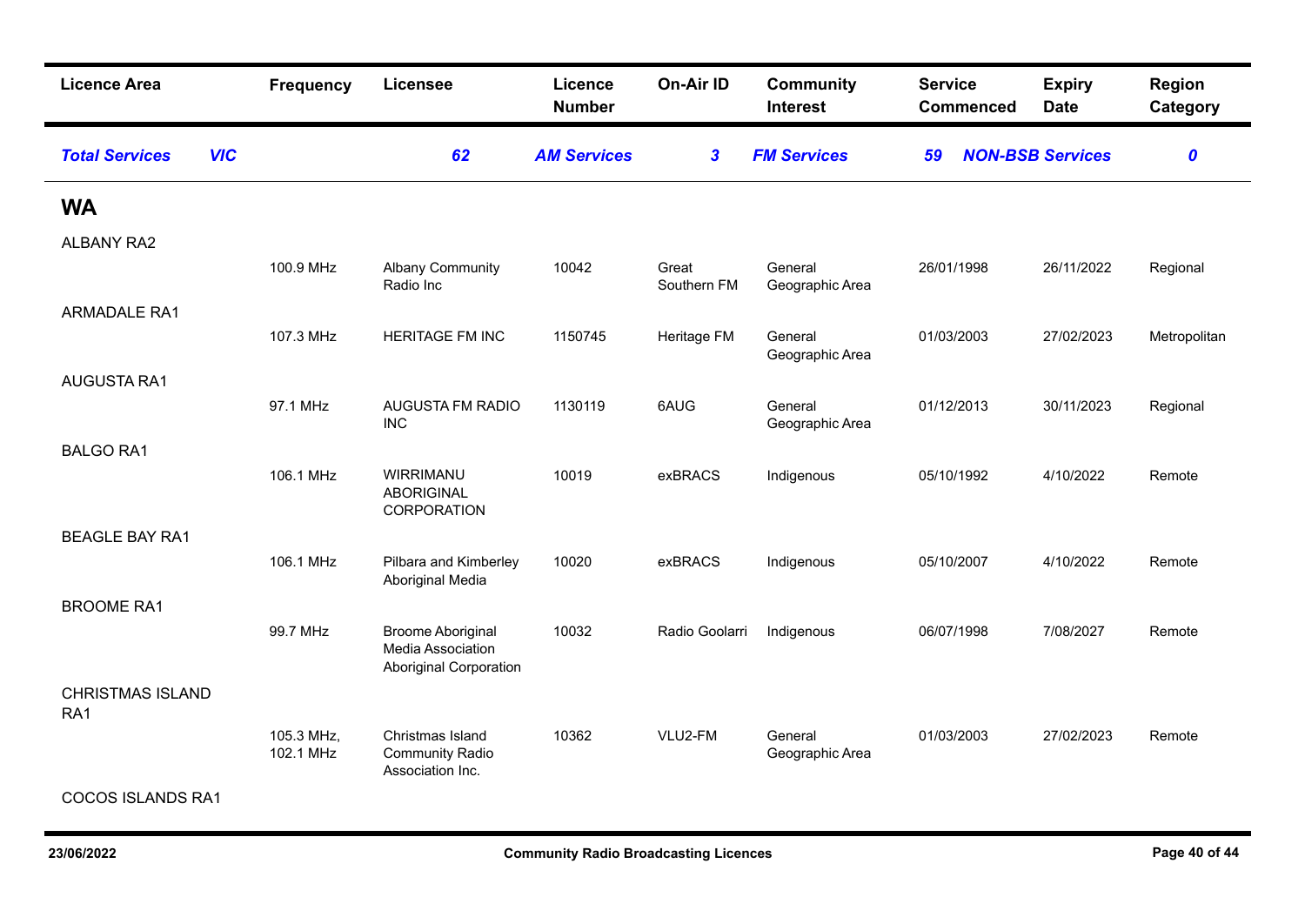| Licence Area | Frequency | Licensee | Licence Number | On-Air ID | Community Interest | Service Commenced | Expiry Date | Region Category |
|---|---|---|---|---|---|---|---|---|
| ***Total Services*** ***VIC*** | | ***62*** | ***AM Services*** | ***3*** | ***FM Services*** | ***59*** | ***NON-BSB Services*** | ***0*** |

## WA

| Licence Area | Frequency | Licensee | Licence Number | On-Air ID | Community Interest | Service Commenced | Expiry Date | Region Category |
|---|---|---|---|---|---|---|---|---|
| ALBANY RA2 | | | | | | | | |
| | 100.9 MHz | Albany Community Radio Inc | 10042 | Great Southern FM | General Geographic Area | 26/01/1998 | 26/11/2022 | Regional |
| ARMADALE RA1 | | | | | | | | |
| | 107.3 MHz | HERITAGE FM INC | 1150745 | Heritage FM | General Geographic Area | 01/03/2003 | 27/02/2023 | Metropolitan |
| AUGUSTA RA1 | | | | | | | | |
| | 97.1 MHz | AUGUSTA FM RADIO INC | 1130119 | 6AUG | General Geographic Area | 01/12/2013 | 30/11/2023 | Regional |
| BALGO RA1 | | | | | | | | |
| | 106.1 MHz | WIRRIMANU ABORIGINAL CORPORATION | 10019 | exBRACS | Indigenous | 05/10/1992 | 4/10/2022 | Remote |
| BEAGLE BAY RA1 | | | | | | | | |
| | 106.1 MHz | Pilbara and Kimberley Aboriginal Media | 10020 | exBRACS | Indigenous | 05/10/2007 | 4/10/2022 | Remote |
| BROOME RA1 | | | | | | | | |
| | 99.7 MHz | Broome Aboriginal Media Association Aboriginal Corporation | 10032 | Radio Goolarri | Indigenous | 06/07/1998 | 7/08/2027 | Remote |
| CHRISTMAS ISLAND RA1 | | | | | | | | |
| | 105.3 MHz, 102.1 MHz | Christmas Island Community Radio Association Inc. | 10362 | VLU2-FM | General Geographic Area | 01/03/2003 | 27/02/2023 | Remote |
| COCOS ISLANDS RA1 | | | | | | | | |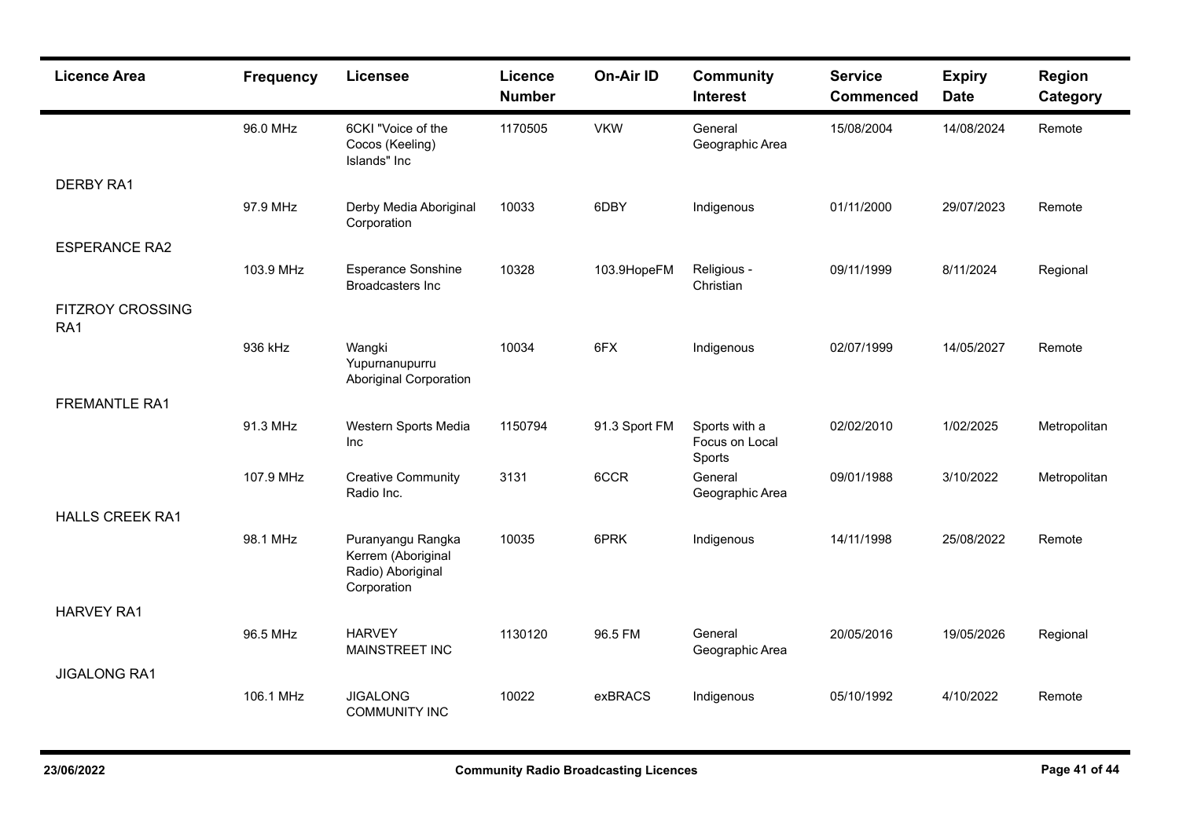| Licence Area | Frequency | Licensee | Licence Number | On-Air ID | Community Interest | Service Commenced | Expiry Date | Region Category |
|---|---|---|---|---|---|---|---|---|
| | 96.0 MHz | 6CKI "Voice of the Cocos (Keeling) Islands" Inc | 1170505 | VKW | General Geographic Area | 15/08/2004 | 14/08/2024 | Remote |
| DERBY RA1 | | | | | | | | |
| | 97.9 MHz | Derby Media Aboriginal Corporation | 10033 | 6DBY | Indigenous | 01/11/2000 | 29/07/2023 | Remote |
| ESPERANCE RA2 | | | | | | | | |
| | 103.9 MHz | Esperance Sonshine Broadcasters Inc | 10328 | 103.9HopeFM | Religious - Christian | 09/11/1999 | 8/11/2024 | Regional |
| FITZROY CROSSING RA1 | | | | | | | | |
| | 936 kHz | Wangki Yupurnanupurru Aboriginal Corporation | 10034 | 6FX | Indigenous | 02/07/1999 | 14/05/2027 | Remote |
| FREMANTLE RA1 | | | | | | | | |
| | 91.3 MHz | Western Sports Media Inc | 1150794 | 91.3 Sport FM | Sports with a Focus on Local Sports | 02/02/2010 | 1/02/2025 | Metropolitan |
| | 107.9 MHz | Creative Community Radio Inc. | 3131 | 6CCR | General Geographic Area | 09/01/1988 | 3/10/2022 | Metropolitan |
| HALLS CREEK RA1 | | | | | | | | |
| | 98.1 MHz | Puranyangu Rangka Kerrem (Aboriginal Radio) Aboriginal Corporation | 10035 | 6PRK | Indigenous | 14/11/1998 | 25/08/2022 | Remote |
| HARVEY RA1 | | | | | | | | |
| | 96.5 MHz | HARVEY MAINSTREET INC | 1130120 | 96.5 FM | General Geographic Area | 20/05/2016 | 19/05/2026 | Regional |
| JIGALONG RA1 | | | | | | | | |
| | 106.1 MHz | JIGALONG COMMUNITY INC | 10022 | exBRACS | Indigenous | 05/10/1992 | 4/10/2022 | Remote |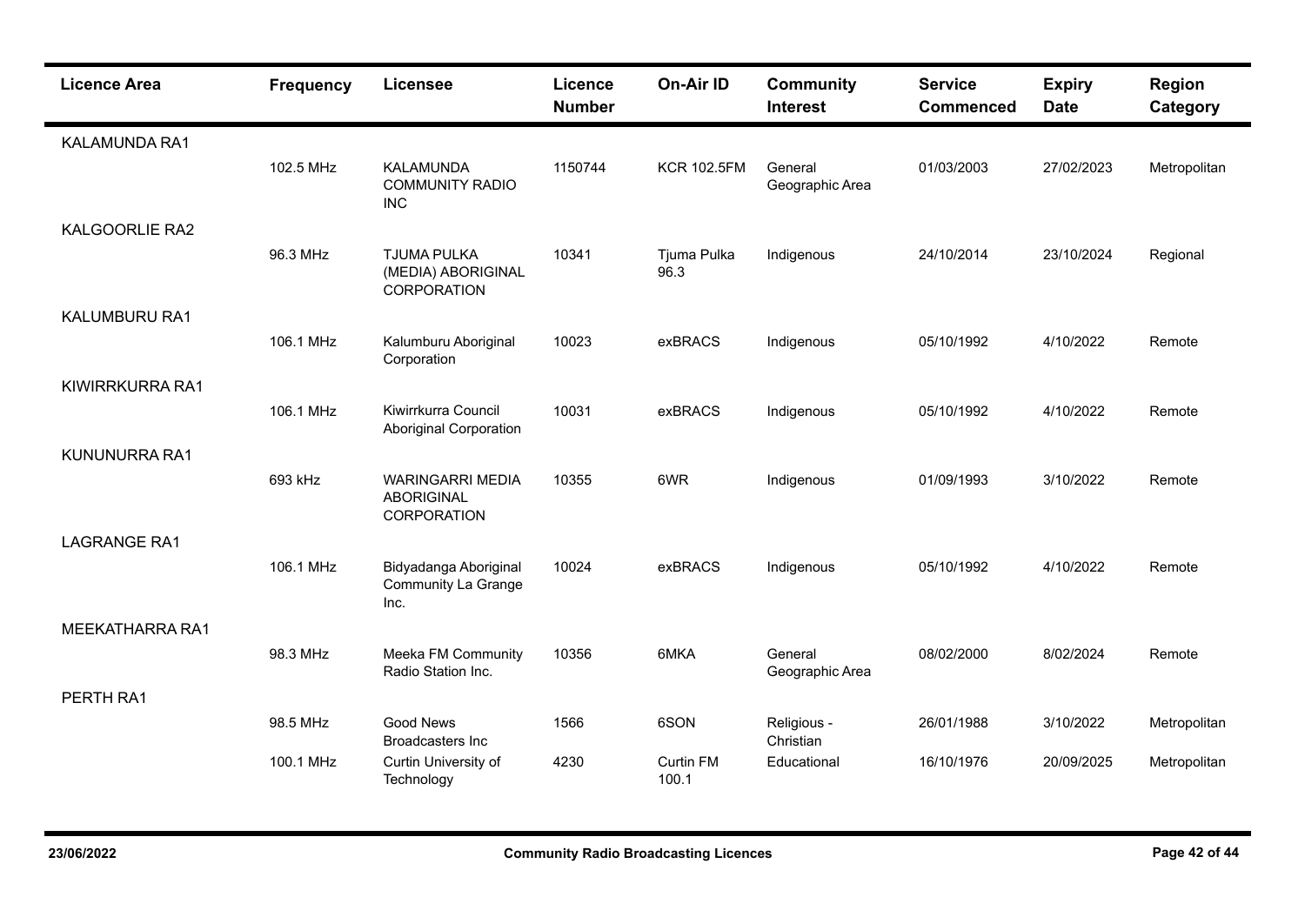| Licence Area | Frequency | Licensee | Licence Number | On-Air ID | Community Interest | Service Commenced | Expiry Date | Region Category |
|---|---|---|---|---|---|---|---|---|
| KALAMUNDA RA1 | | | | | | | | |
| | 102.5 MHz | KALAMUNDA COMMUNITY RADIO INC | 1150744 | KCR 102.5FM | General Geographic Area | 01/03/2003 | 27/02/2023 | Metropolitan |
| KALGOORLIE RA2 | | | | | | | | |
| | 96.3 MHz | TJUMA PULKA (MEDIA) ABORIGINAL CORPORATION | 10341 | Tjuma Pulka 96.3 | Indigenous | 24/10/2014 | 23/10/2024 | Regional |
| KALUMBURU RA1 | | | | | | | | |
| | 106.1 MHz | Kalumburu Aboriginal Corporation | 10023 | exBRACS | Indigenous | 05/10/1992 | 4/10/2022 | Remote |
| KIWIRRKURRA RA1 | | | | | | | | |
| | 106.1 MHz | Kiwirrkurra Council Aboriginal Corporation | 10031 | exBRACS | Indigenous | 05/10/1992 | 4/10/2022 | Remote |
| KUNUNURRA RA1 | | | | | | | | |
| | 693 kHz | WARINGARRI MEDIA ABORIGINAL CORPORATION | 10355 | 6WR | Indigenous | 01/09/1993 | 3/10/2022 | Remote |
| LAGRANGE RA1 | | | | | | | | |
| | 106.1 MHz | Bidyadanga Aboriginal Community La Grange Inc. | 10024 | exBRACS | Indigenous | 05/10/1992 | 4/10/2022 | Remote |
| MEEKATHARRA RA1 | | | | | | | | |
| | 98.3 MHz | Meeka FM Community Radio Station Inc. | 10356 | 6MKA | General Geographic Area | 08/02/2000 | 8/02/2024 | Remote |
| PERTH RA1 | | | | | | | | |
| | 98.5 MHz | Good News Broadcasters Inc | 1566 | 6SON | Religious - Christian | 26/01/1988 | 3/10/2022 | Metropolitan |
| | 100.1 MHz | Curtin University of Technology | 4230 | Curtin FM 100.1 | Educational | 16/10/1976 | 20/09/2025 | Metropolitan |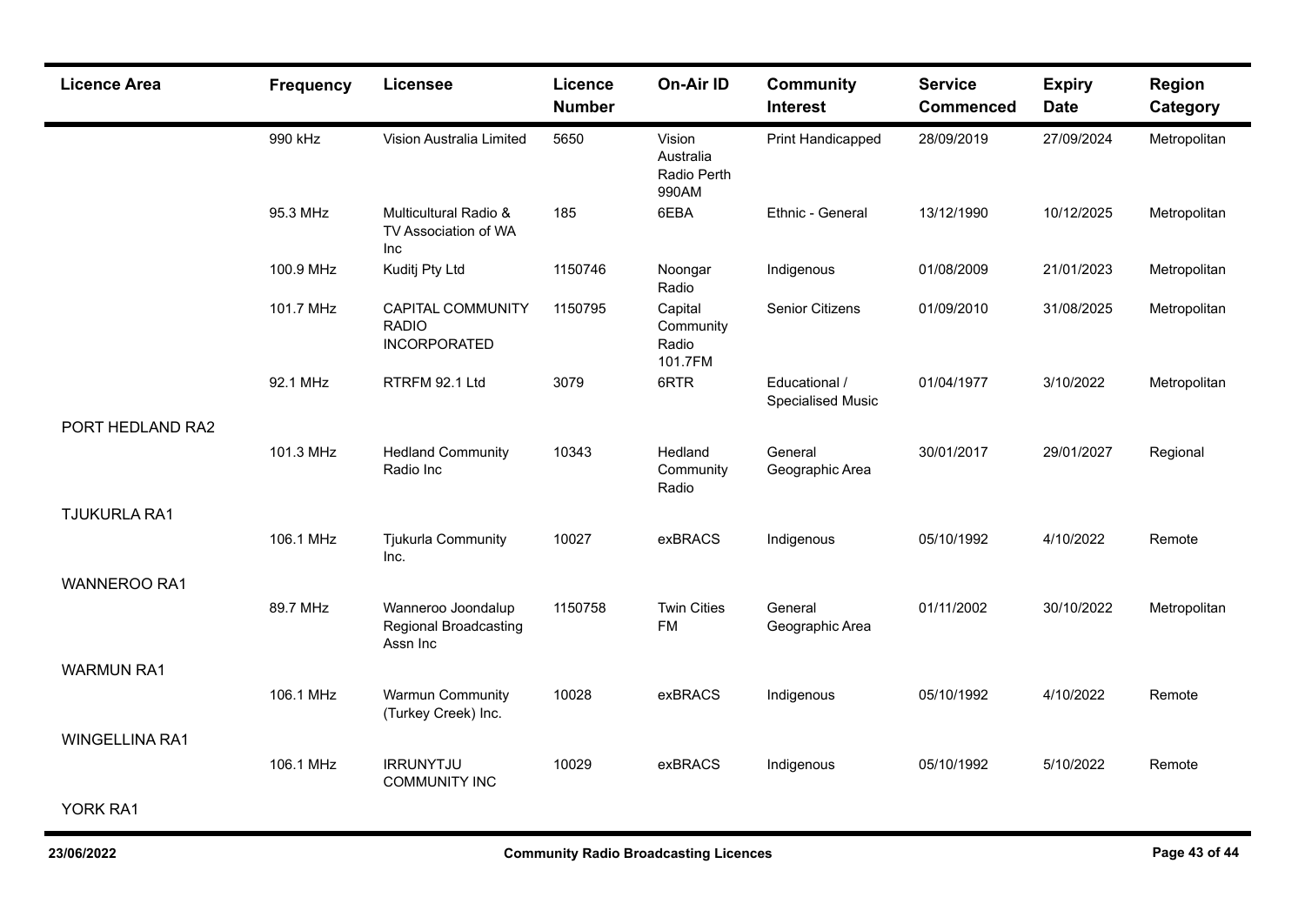| Licence Area | Frequency | Licensee | Licence Number | On-Air ID | Community Interest | Service Commenced | Expiry Date | Region Category |
|---|---|---|---|---|---|---|---|---|
| | 990 kHz | Vision Australia Limited | 5650 | Vision Australia Radio Perth 990AM | Print Handicapped | 28/09/2019 | 27/09/2024 | Metropolitan |
| | 95.3 MHz | Multicultural Radio & TV Association of WA Inc | 185 | 6EBA | Ethnic - General | 13/12/1990 | 10/12/2025 | Metropolitan |
| | 100.9 MHz | Kuditj Pty Ltd | 1150746 | Noongar Radio | Indigenous | 01/08/2009 | 21/01/2023 | Metropolitan |
| | 101.7 MHz | CAPITAL COMMUNITY RADIO INCORPORATED | 1150795 | Capital Community Radio 101.7FM | Senior Citizens | 01/09/2010 | 31/08/2025 | Metropolitan |
| | 92.1 MHz | RTRFM 92.1 Ltd | 3079 | 6RTR | Educational / Specialised Music | 01/04/1977 | 3/10/2022 | Metropolitan |
| PORT HEDLAND RA2 | | | | | | | | |
| | 101.3 MHz | Hedland Community Radio Inc | 10343 | Hedland Community Radio | General Geographic Area | 30/01/2017 | 29/01/2027 | Regional |
| TJUKURLA RA1 | | | | | | | | |
| | 106.1 MHz | Tjukurla Community Inc. | 10027 | exBRACS | Indigenous | 05/10/1992 | 4/10/2022 | Remote |
| WANNEROO RA1 | | | | | | | | |
| | 89.7 MHz | Wanneroo Joondalup Regional Broadcasting Assn Inc | 1150758 | Twin Cities FM | General Geographic Area | 01/11/2002 | 30/10/2022 | Metropolitan |
| WARMUN RA1 | | | | | | | | |
| | 106.1 MHz | Warmun Community (Turkey Creek) Inc. | 10028 | exBRACS | Indigenous | 05/10/1992 | 4/10/2022 | Remote |
| WINGELLINA RA1 | | | | | | | | |
| | 106.1 MHz | IRRUNYTJU COMMUNITY INC | 10029 | exBRACS | Indigenous | 05/10/1992 | 5/10/2022 | Remote |
| YORK RA1 | | | | | | | | |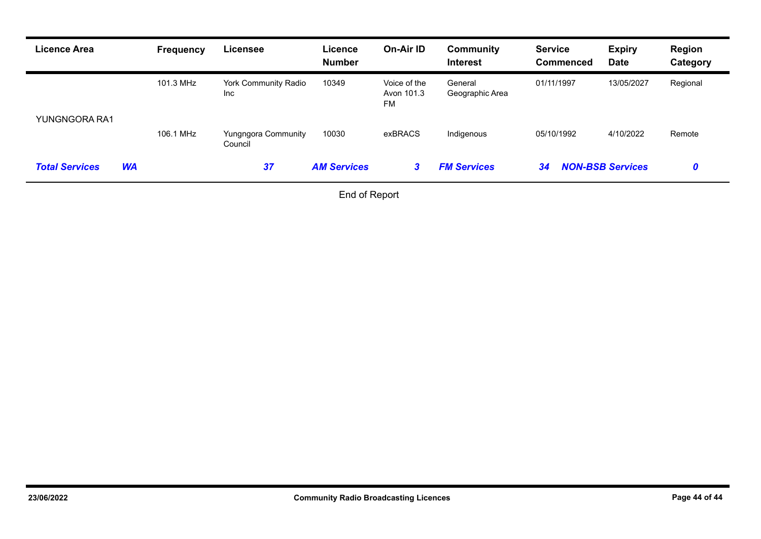| Licence Area | Frequency | Licensee | Licence Number | On-Air ID | Community Interest | Service Commenced | Expiry Date | Region Category |
|---|---|---|---|---|---|---|---|---|
| | 101.3 MHz | York Community Radio Inc | 10349 | Voice of the Avon 101.3 FM | General Geographic Area | 01/11/1997 | 13/05/2027 | Regional |
| YUNGNGORA RA1 | | | | | | | | |
| | 106.1 MHz | Yungngora Community Council | 10030 | exBRACS | Indigenous | 05/10/1992 | 4/10/2022 | Remote |

***Total Services*** ***WA*** ***37*** ***AM Services*** ***3*** ***FM Services*** ***34*** ***NON-BSB Services*** ***0***

End of Report